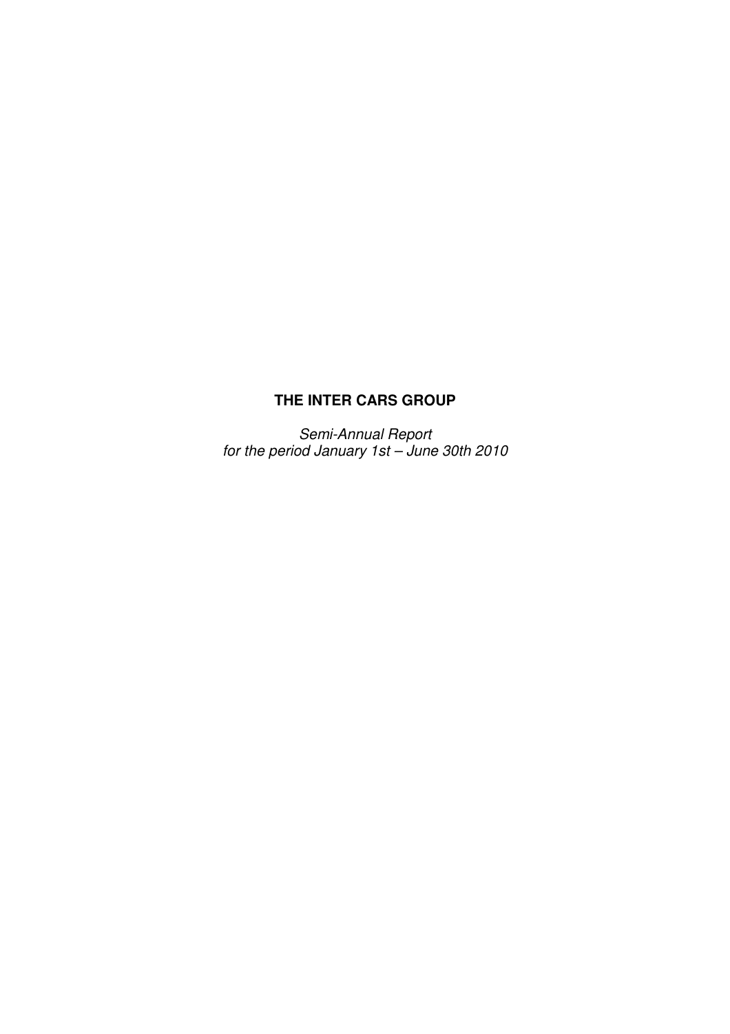# THE INTER CARS GROUP

*Semi-Annual Report*
*for the period January 1st – June 30th 2010*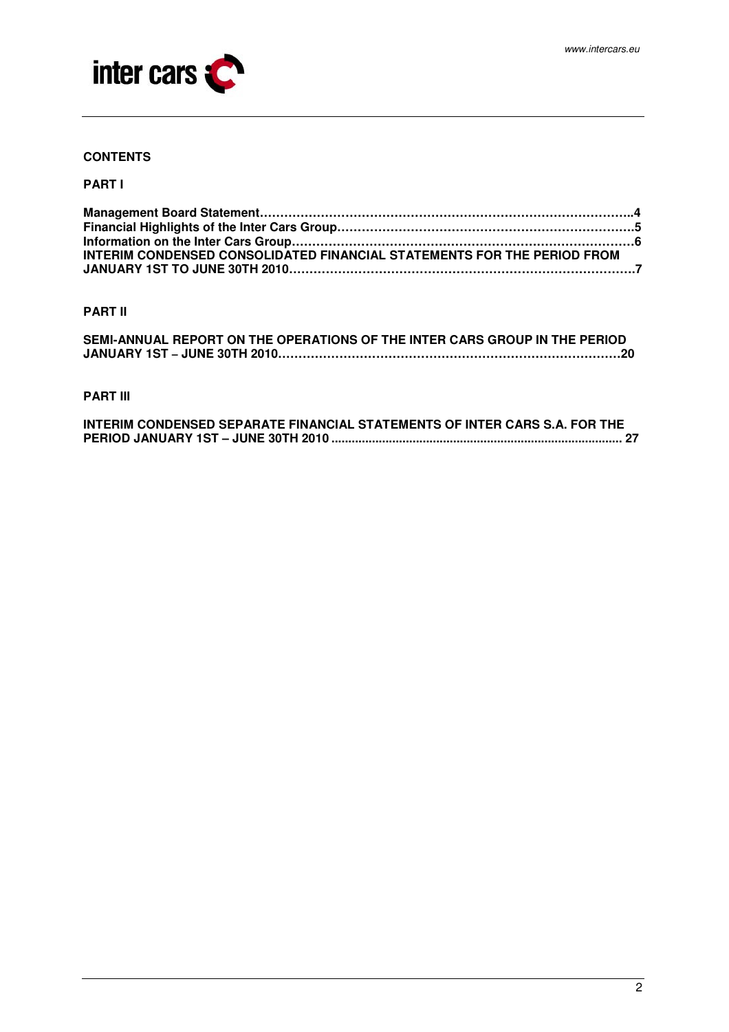**CONTENTS**

**PART I**

**Management Board Statement………………………………………………………………………………..4**
**Financial Highlights of the Inter Cars Group………………………………………………………………5**
**Information on the Inter Cars Group…………………………………………………………………………6**
**INTERIM CONDENSED CONSOLIDATED FINANCIAL STATEMENTS FOR THE PERIOD FROM JANUARY 1ST TO JUNE 30TH 2010……………………………………………………………………………7**

**PART II**

**SEMI-ANNUAL REPORT ON THE OPERATIONS OF THE INTER CARS GROUP IN THE PERIOD JANUARY 1ST – JUNE 30TH 2010…………………………………………………………………………20**

**PART III**

**INTERIM CONDENSED SEPARATE FINANCIAL STATEMENTS OF INTER CARS S.A. FOR THE PERIOD JANUARY 1ST – JUNE 30TH 2010 ...................................................................................... 27**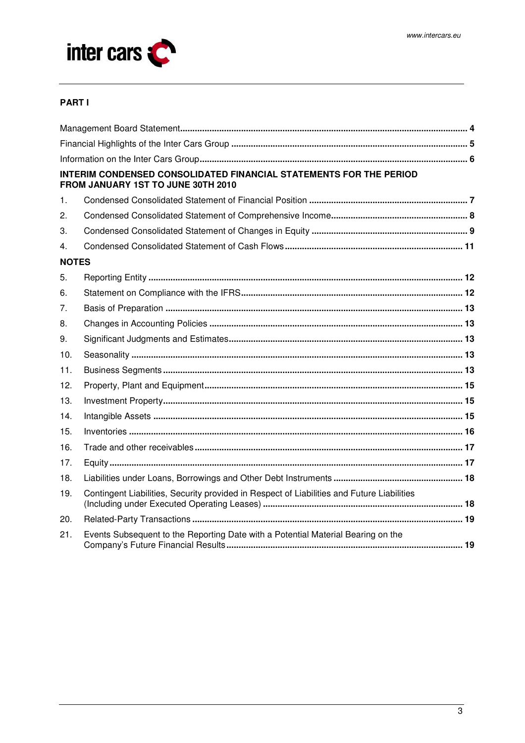## PART I

| | | |
|---|---|---|
| Management Board Statement | | **4** |
| Financial Highlights of the Inter Cars Group | | **5** |
| Information on the Inter Cars Group | | **6** |
| **INTERIM CONDENSED CONSOLIDATED FINANCIAL STATEMENTS FOR THE PERIOD FROM JANUARY 1ST TO JUNE 30TH 2010** | | |
| 1. | Condensed Consolidated Statement of Financial Position | **7** |
| 2. | Condensed Consolidated Statement of Comprehensive Income | **8** |
| 3. | Condensed Consolidated Statement of Changes in Equity | **9** |
| 4. | Condensed Consolidated Statement of Cash Flows | **11** |
| **NOTES** | | |
| 5. | Reporting Entity | **12** |
| 6. | Statement on Compliance with the IFRS | **12** |
| 7. | Basis of Preparation | **13** |
| 8. | Changes in Accounting Policies | **13** |
| 9. | Significant Judgments and Estimates | **13** |
| 10. | Seasonality | **13** |
| 11. | Business Segments | **13** |
| 12. | Property, Plant and Equipment | **15** |
| 13. | Investment Property | **15** |
| 14. | Intangible Assets | **15** |
| 15. | Inventories | **16** |
| 16. | Trade and other receivables | **17** |
| 17. | Equity | **17** |
| 18. | Liabilities under Loans, Borrowings and Other Debt Instruments | **18** |
| 19. | Contingent Liabilities, Security provided in Respect of Liabilities and Future Liabilities (Including under Executed Operating Leases) | **18** |
| 20. | Related-Party Transactions | **19** |
| 21. | Events Subsequent to the Reporting Date with a Potential Material Bearing on the Company's Future Financial Results | **19** |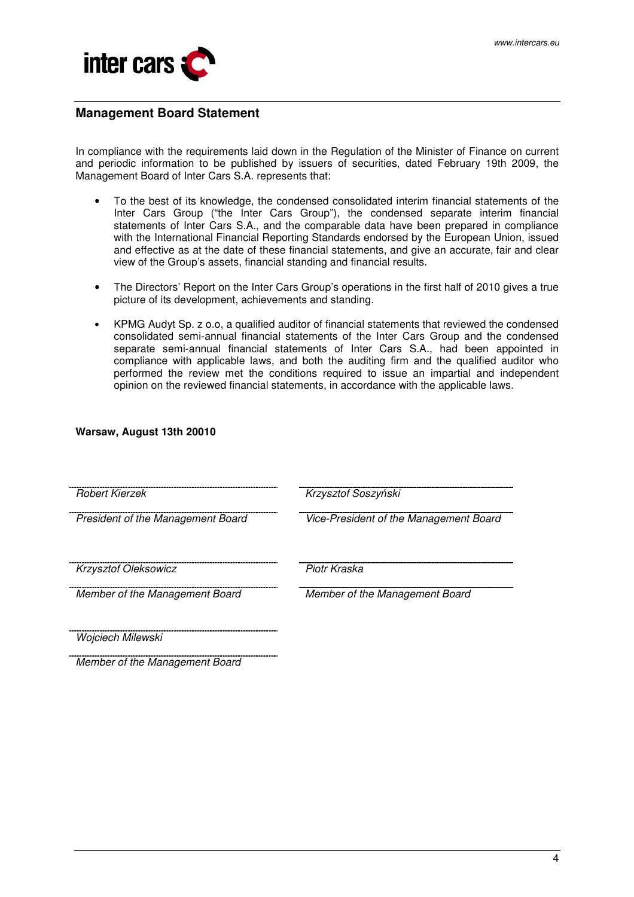## Management Board Statement

In compliance with the requirements laid down in the Regulation of the Minister of Finance on current and periodic information to be published by issuers of securities, dated February 19th 2009, the Management Board of Inter Cars S.A. represents that:

- To the best of its knowledge, the condensed consolidated interim financial statements of the Inter Cars Group ("the Inter Cars Group"), the condensed separate interim financial statements of Inter Cars S.A., and the comparable data have been prepared in compliance with the International Financial Reporting Standards endorsed by the European Union, issued and effective as at the date of these financial statements, and give an accurate, fair and clear view of the Group's assets, financial standing and financial results.

- The Directors' Report on the Inter Cars Group's operations in the first half of 2010 gives a true picture of its development, achievements and standing.

- KPMG Audyt Sp. z o.o, a qualified auditor of financial statements that reviewed the condensed consolidated semi-annual financial statements of the Inter Cars Group and the condensed separate semi-annual financial statements of Inter Cars S.A., had been appointed in compliance with applicable laws, and both the auditing firm and the qualified auditor who performed the review met the conditions required to issue an impartial and independent opinion on the reviewed financial statements, in accordance with the applicable laws.

**Warsaw, August 13th 20010**

*Robert Kierzek*

*President of the Management Board*

*Krzysztof Soszyński*

*Vice-President of the Management Board*

*Krzysztof Oleksowicz*

*Member of the Management Board*

*Piotr Kraska*

*Member of the Management Board*

*Wojciech Milewski*

*Member of the Management Board*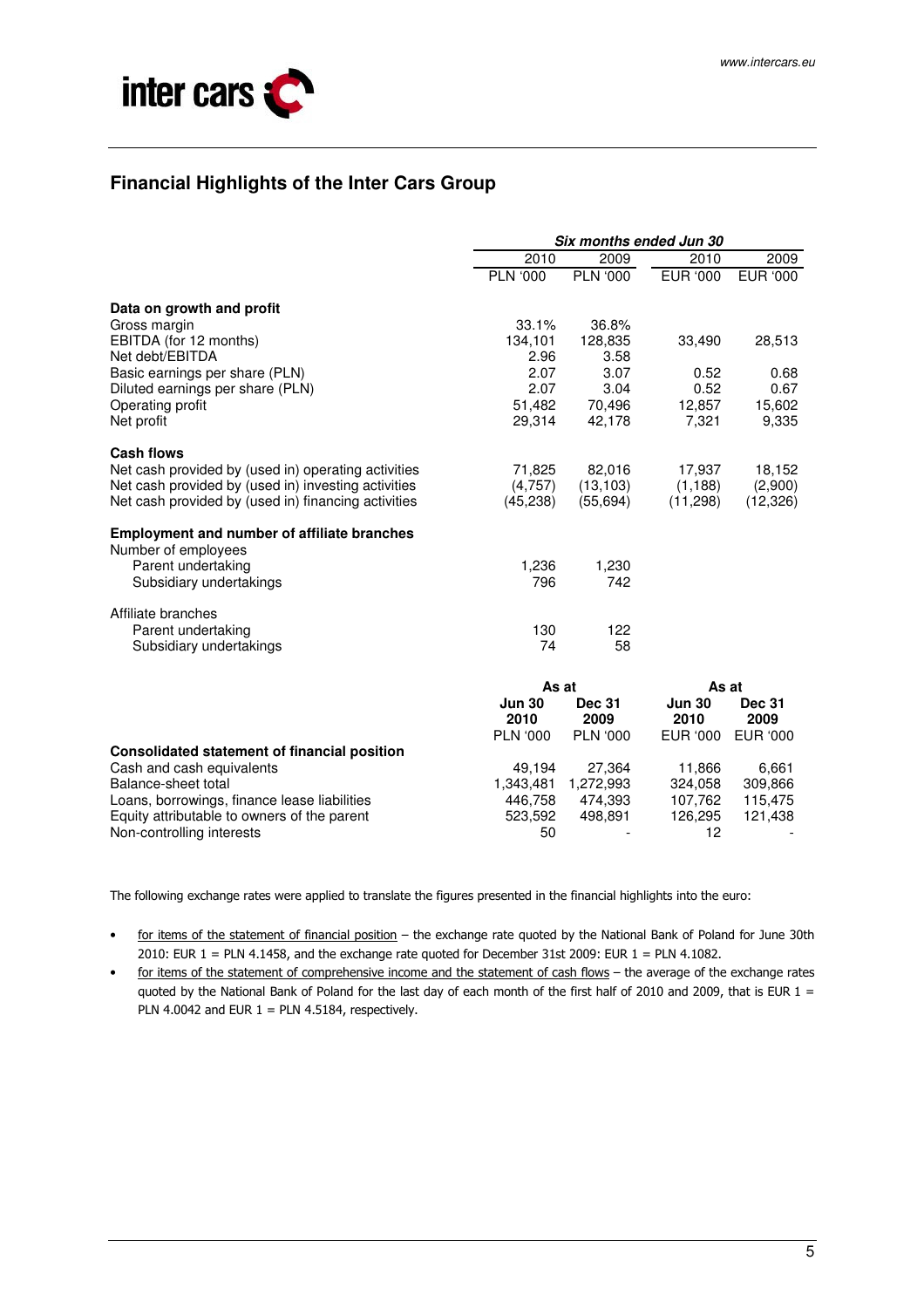## Financial Highlights of the Inter Cars Group

| | Six months ended Jun 30 | | | |
|---|---|---|---|---|
| | 2010 | 2009 | 2010 | 2009 |
| | PLN '000 | PLN '000 | EUR '000 | EUR '000 |
| **Data on growth and profit** | | | | |
| Gross margin | 33.1% | 36.8% | | |
| EBITDA (for 12 months) | 134,101 | 128,835 | 33,490 | 28,513 |
| Net debt/EBITDA | 2.96 | 3.58 | | |
| Basic earnings per share (PLN) | 2.07 | 3.07 | 0.52 | 0.68 |
| Diluted earnings per share (PLN) | 2.07 | 3.04 | 0.52 | 0.67 |
| Operating profit | 51,482 | 70,496 | 12,857 | 15,602 |
| Net profit | 29,314 | 42,178 | 7,321 | 9,335 |
| **Cash flows** | | | | |
| Net cash provided by (used in) operating activities | 71,825 | 82,016 | 17,937 | 18,152 |
| Net cash provided by (used in) investing activities | (4,757) | (13,103) | (1,188) | (2,900) |
| Net cash provided by (used in) financing activities | (45,238) | (55,694) | (11,298) | (12,326) |
| **Employment and number of affiliate branches** | | | | |
| Number of employees | | | | |
| Parent undertaking | 1,236 | 1,230 | | |
| Subsidiary undertakings | 796 | 742 | | |
| Affiliate branches | | | | |
| Parent undertaking | 130 | 122 | | |
| Subsidiary undertakings | 74 | 58 | | |

| | As at | | As at | |
|---|---|---|---|---|
| | **Jun 30 2010** | **Dec 31 2009** | **Jun 30 2010** | **Dec 31 2009** |
| | PLN '000 | PLN '000 | EUR '000 | EUR '000 |
| **Consolidated statement of financial position** | | | | |
| Cash and cash equivalents | 49,194 | 27,364 | 11,866 | 6,661 |
| Balance-sheet total | 1,343,481 | 1,272,993 | 324,058 | 309,866 |
| Loans, borrowings, finance lease liabilities | 446,758 | 474,393 | 107,762 | 115,475 |
| Equity attributable to owners of the parent | 523,592 | 498,891 | 126,295 | 121,438 |
| Non-controlling interests | 50 | - | 12 | - |

The following exchange rates were applied to translate the figures presented in the financial highlights into the euro:

- for items of the statement of financial position – the exchange rate quoted by the National Bank of Poland for June 30th 2010: EUR 1 = PLN 4.1458, and the exchange rate quoted for December 31st 2009: EUR 1 = PLN 4.1082.
- for items of the statement of comprehensive income and the statement of cash flows – the average of the exchange rates quoted by the National Bank of Poland for the last day of each month of the first half of 2010 and 2009, that is EUR 1 = PLN 4.0042 and EUR 1 = PLN 4.5184, respectively.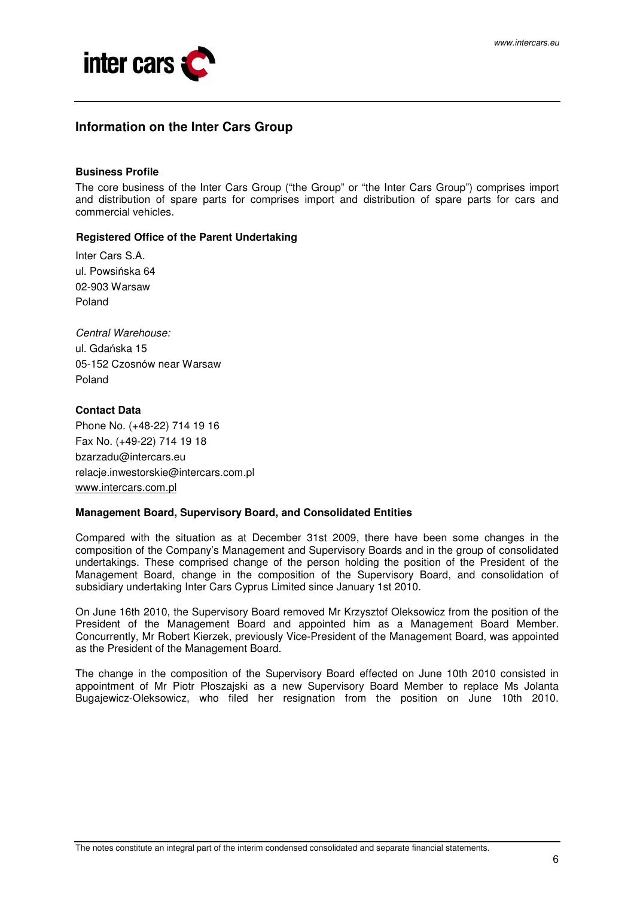# Information on the Inter Cars Group

### Business Profile

The core business of the Inter Cars Group ("the Group" or "the Inter Cars Group") comprises import and distribution of spare parts for comprises import and distribution of spare parts for cars and commercial vehicles.

### Registered Office of the Parent Undertaking

Inter Cars S.A.
ul. Powsińska 64
02-903 Warsaw
Poland

*Central Warehouse:*
ul. Gdańska 15
05-152 Czosnów near Warsaw
Poland

### Contact Data

Phone No. (+48-22) 714 19 16
Fax No. (+49-22) 714 19 18
bzarzadu@intercars.eu
relacje.inwestorskie@intercars.com.pl
www.intercars.com.pl

### Management Board, Supervisory Board, and Consolidated Entities

Compared with the situation as at December 31st 2009, there have been some changes in the composition of the Company's Management and Supervisory Boards and in the group of consolidated undertakings. These comprised change of the person holding the position of the President of the Management Board, change in the composition of the Supervisory Board, and consolidation of subsidiary undertaking Inter Cars Cyprus Limited since January 1st 2010.

On June 16th 2010, the Supervisory Board removed Mr Krzysztof Oleksowicz from the position of the President of the Management Board and appointed him as a Management Board Member. Concurrently, Mr Robert Kierzek, previously Vice-President of the Management Board, was appointed as the President of the Management Board.

The change in the composition of the Supervisory Board effected on June 10th 2010 consisted in appointment of Mr Piotr Płoszajski as a new Supervisory Board Member to replace Ms Jolanta Bugajewicz-Oleksowicz, who filed her resignation from the position on June 10th 2010.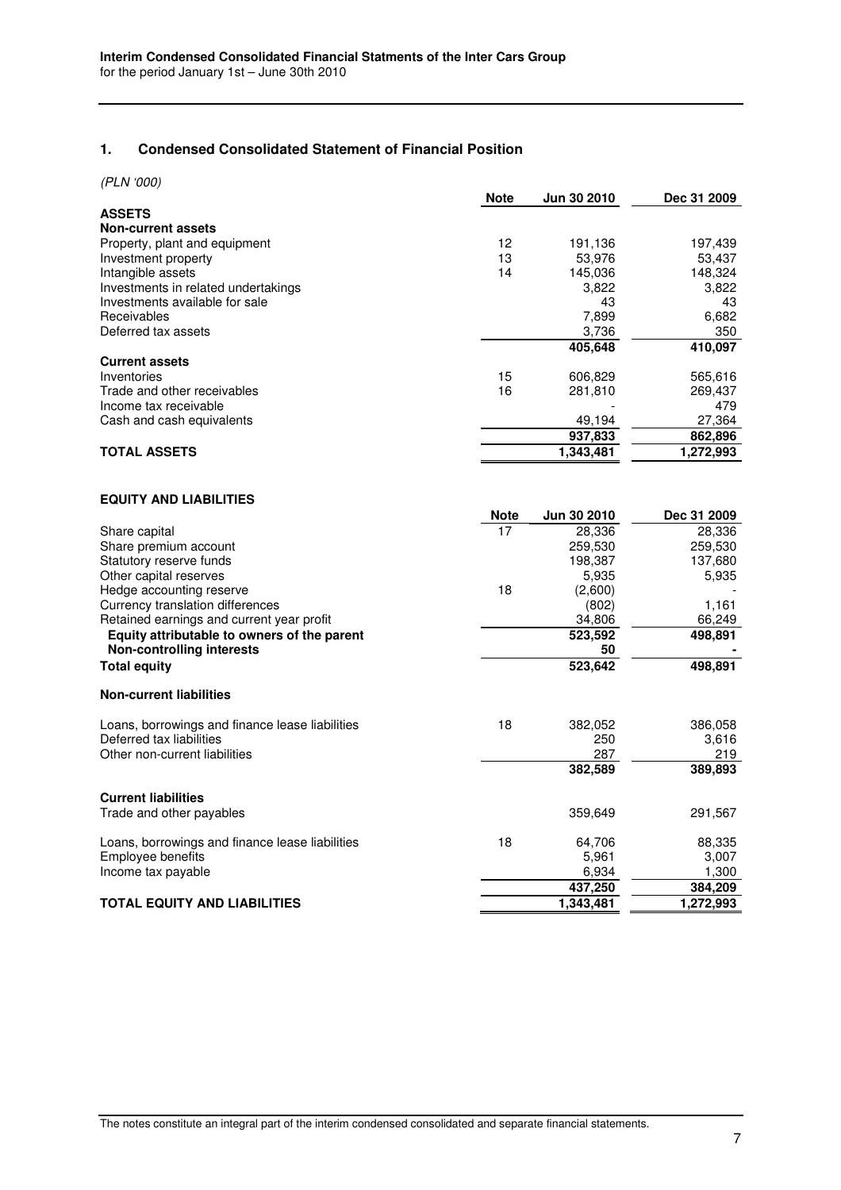## 1. Condensed Consolidated Statement of Financial Position

*(PLN '000)*

| | Note | Jun 30 2010 | Dec 31 2009 |
|---|---|---|---|
| **ASSETS** | | | |
| **Non-current assets** | | | |
| Property, plant and equipment | 12 | 191,136 | 197,439 |
| Investment property | 13 | 53,976 | 53,437 |
| Intangible assets | 14 | 145,036 | 148,324 |
| Investments in related undertakings | | 3,822 | 3,822 |
| Investments available for sale | | 43 | 43 |
| Receivables | | 7,899 | 6,682 |
| Deferred tax assets | | 3,736 | 350 |
| | | **405,648** | **410,097** |
| **Current assets** | | | |
| Inventories | 15 | 606,829 | 565,616 |
| Trade and other receivables | 16 | 281,810 | 269,437 |
| Income tax receivable | | - | 479 |
| Cash and cash equivalents | | 49,194 | 27,364 |
| | | **937,833** | **862,896** |
| **TOTAL ASSETS** | | **1,343,481** | **1,272,993** |

**EQUITY AND LIABILITIES**

| | Note | Jun 30 2010 | Dec 31 2009 |
|---|---|---|---|
| Share capital | 17 | 28,336 | 28,336 |
| Share premium account | | 259,530 | 259,530 |
| Statutory reserve funds | | 198,387 | 137,680 |
| Other capital reserves | | 5,935 | 5,935 |
| Hedge accounting reserve | 18 | (2,600) | - |
| Currency translation differences | | (802) | 1,161 |
| Retained earnings and current year profit | | 34,806 | 66,249 |
| **Equity attributable to owners of the parent** | | **523,592** | **498,891** |
| **Non-controlling interests** | | **50** | **-** |
| **Total equity** | | **523,642** | **498,891** |
| **Non-current liabilities** | | | |
| Loans, borrowings and finance lease liabilities | 18 | 382,052 | 386,058 |
| Deferred tax liabilities | | 250 | 3,616 |
| Other non-current liabilities | | 287 | 219 |
| | | **382,589** | **389,893** |
| **Current liabilities** | | | |
| Trade and other payables | | 359,649 | 291,567 |
| Loans, borrowings and finance lease liabilities | 18 | 64,706 | 88,335 |
| Employee benefits | | 5,961 | 3,007 |
| Income tax payable | | 6,934 | 1,300 |
| | | **437,250** | **384,209** |
| **TOTAL EQUITY AND LIABILITIES** | | **1,343,481** | **1,272,993** |

The notes constitute an integral part of the interim condensed consolidated and separate financial statements.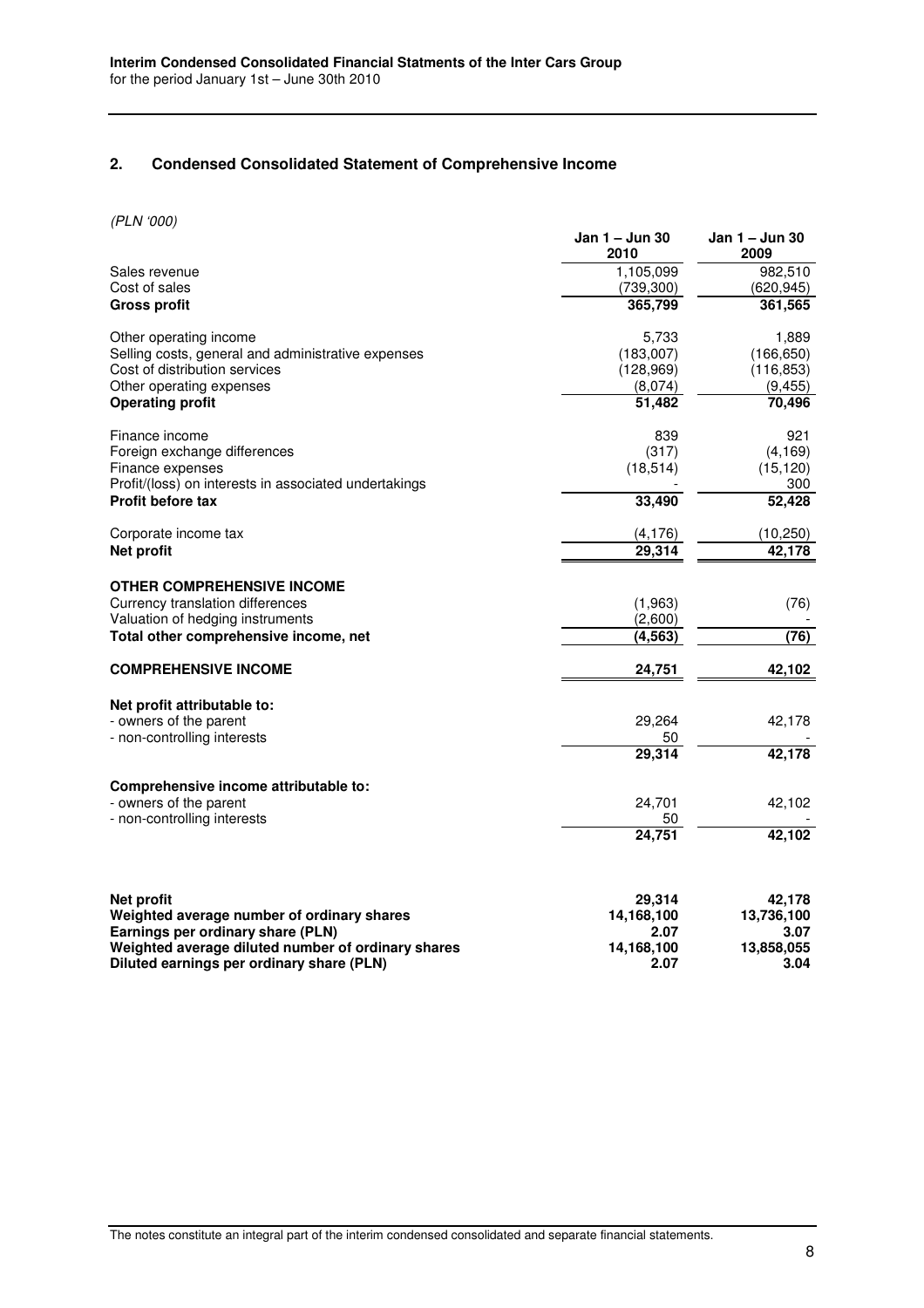## 2. Condensed Consolidated Statement of Comprehensive Income

*(PLN '000)*

| | Jan 1 – Jun 30 2010 | Jan 1 – Jun 30 2009 |
|---|---|---|
| Sales revenue | 1,105,099 | 982,510 |
| Cost of sales | (739,300) | (620,945) |
| **Gross profit** | **365,799** | **361,565** |
| Other operating income | 5,733 | 1,889 |
| Selling costs, general and administrative expenses | (183,007) | (166,650) |
| Cost of distribution services | (128,969) | (116,853) |
| Other operating expenses | (8,074) | (9,455) |
| **Operating profit** | **51,482** | **70,496** |
| Finance income | 839 | 921 |
| Foreign exchange differences | (317) | (4,169) |
| Finance expenses | (18,514) | (15,120) |
| Profit/(loss) on interests in associated undertakings | - | 300 |
| **Profit before tax** | **33,490** | **52,428** |
| Corporate income tax | (4,176) | (10,250) |
| **Net profit** | **29,314** | **42,178** |
| **OTHER COMPREHENSIVE INCOME** | | |
| Currency translation differences | (1,963) | (76) |
| Valuation of hedging instruments | (2,600) | - |
| **Total other comprehensive income, net** | **(4,563)** | **(76)** |
| **COMPREHENSIVE INCOME** | **24,751** | **42,102** |
| **Net profit attributable to:** | | |
| - owners of the parent | 29,264 | 42,178 |
| - non-controlling interests | 50 | - |
| | **29,314** | **42,178** |
| **Comprehensive income attributable to:** | | |
| - owners of the parent | 24,701 | 42,102 |
| - non-controlling interests | 50 | - |
| | **24,751** | **42,102** |
| **Net profit** | **29,314** | **42,178** |
| **Weighted average number of ordinary shares** | **14,168,100** | **13,736,100** |
| **Earnings per ordinary share (PLN)** | **2.07** | **3.07** |
| **Weighted average diluted number of ordinary shares** | **14,168,100** | **13,858,055** |
| **Diluted earnings per ordinary share (PLN)** | **2.07** | **3.04** |

The notes constitute an integral part of the interim condensed consolidated and separate financial statements.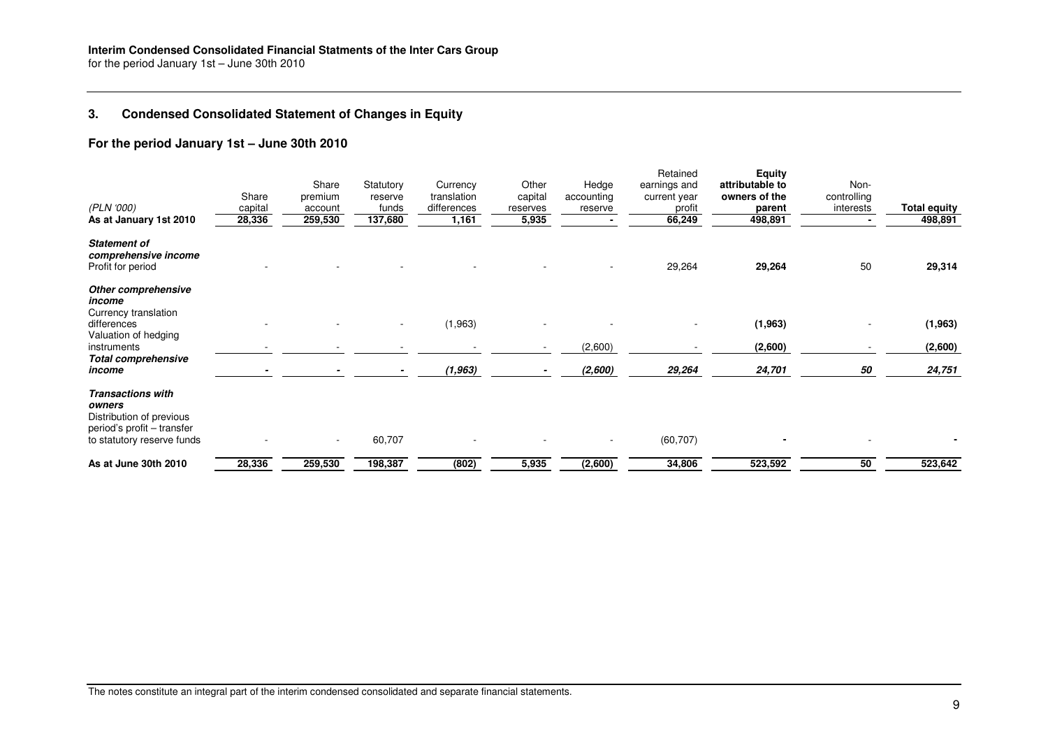### 3. Condensed Consolidated Statement of Changes in Equity

#### For the period January 1st – June 30th 2010

| (PLN '000) | Share capital | Share premium account | Statutory reserve funds | Currency translation differences | Other capital reserves | Hedge accounting reserve | Retained earnings and current year profit | **Equity attributable to owners of the parent** | Non-controlling interests | **Total equity** |
|---|---|---|---|---|---|---|---|---|---|---|
| **As at January 1st 2010** | **28,336** | **259,530** | **137,680** | **1,161** | **5,935** | **-** | **66,249** | **498,891** | **-** | **498,891** |
| ***Statement of comprehensive income*** | | | | | | | | | | |
| Profit for period | - | - | - | - | - | - | 29,264 | **29,264** | 50 | **29,314** |
| ***Other comprehensive income*** | | | | | | | | | | |
| Currency translation differences | - | - | - | (1,963) | - | - | - | **(1,963)** | - | **(1,963)** |
| Valuation of hedging instruments | - | - | - | - | - | (2,600) | - | **(2,600)** | - | **(2,600)** |
| ***Total comprehensive income*** | **-** | **-** | **-** | ***(1,963)*** | **-** | ***(2,600)*** | ***29,264*** | ***24,701*** | ***50*** | ***24,751*** |
| ***Transactions with owners*** | | | | | | | | | | |
| Distribution of previous period's profit – transfer to statutory reserve funds | - | - | 60,707 | - | - | - | (60,707) | **-** | - | **-** |
| **As at June 30th 2010** | **28,336** | **259,530** | **198,387** | **(802)** | **5,935** | **(2,600)** | **34,806** | **523,592** | **50** | **523,642** |

The notes constitute an integral part of the interim condensed consolidated and separate financial statements.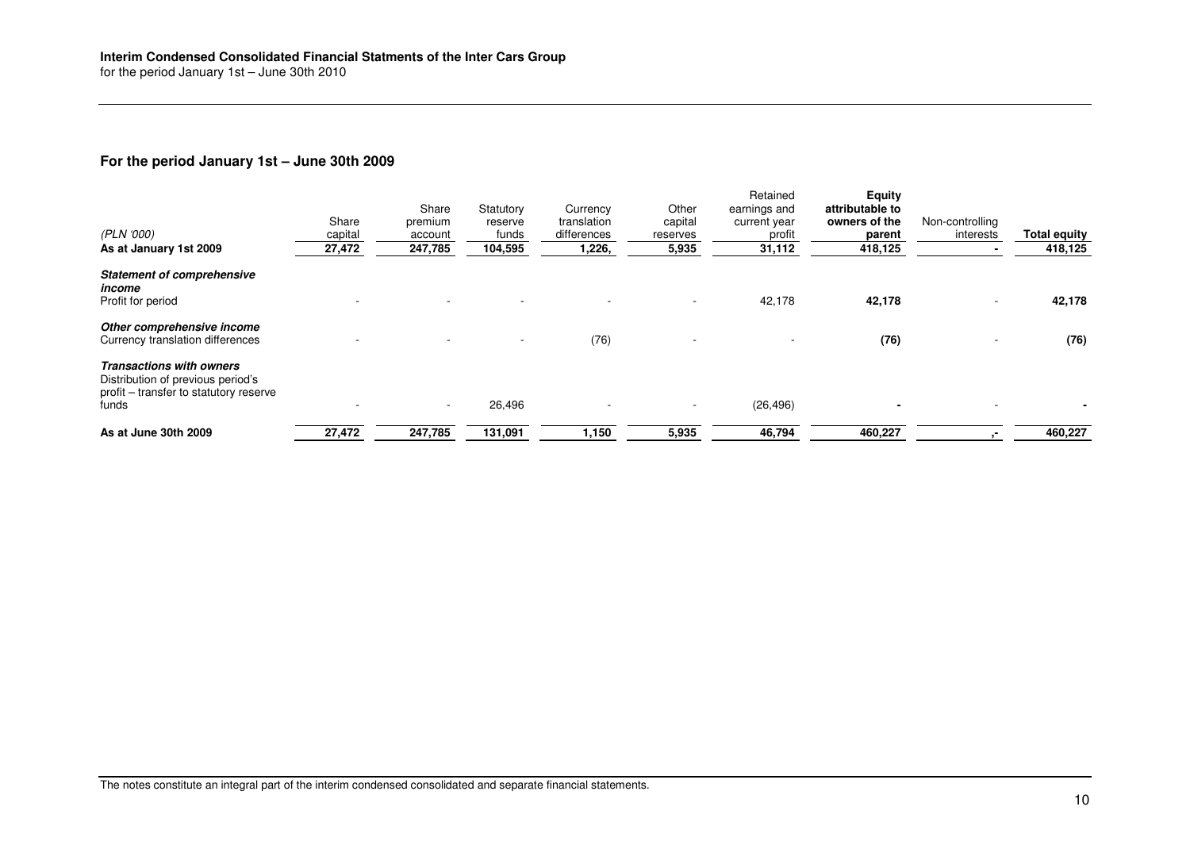## For the period January 1st – June 30th 2009

| (PLN '000) | Share capital | Share premium account | Statutory reserve funds | Currency translation differences | Other capital reserves | Retained earnings and current year profit | **Equity attributable to owners of the parent** | Non-controlling interests | **Total equity** |
|---|---|---|---|---|---|---|---|---|---|
| **As at January 1st 2009** | **27,472** | **247,785** | **104,595** | **1,226,** | **5,935** | **31,112** | **418,125** | **-** | **418,125** |
| ***Statement of comprehensive income*** | | | | | | | | | |
| Profit for period | - | - | - | - | - | 42,178 | **42,178** | - | **42,178** |
| ***Other comprehensive income*** | | | | | | | | | |
| Currency translation differences | - | - | - | (76) | - | - | **(76)** | - | **(76)** |
| ***Transactions with owners*** | | | | | | | | | |
| Distribution of previous period's profit – transfer to statutory reserve funds | - | - | 26,496 | - | - | (26,496) | **-** | - | **-** |
| **As at June 30th 2009** | **27,472** | **247,785** | **131,091** | **1,150** | **5,935** | **46,794** | **460,227** | **,-** | **460,227** |

The notes constitute an integral part of the interim condensed consolidated and separate financial statements.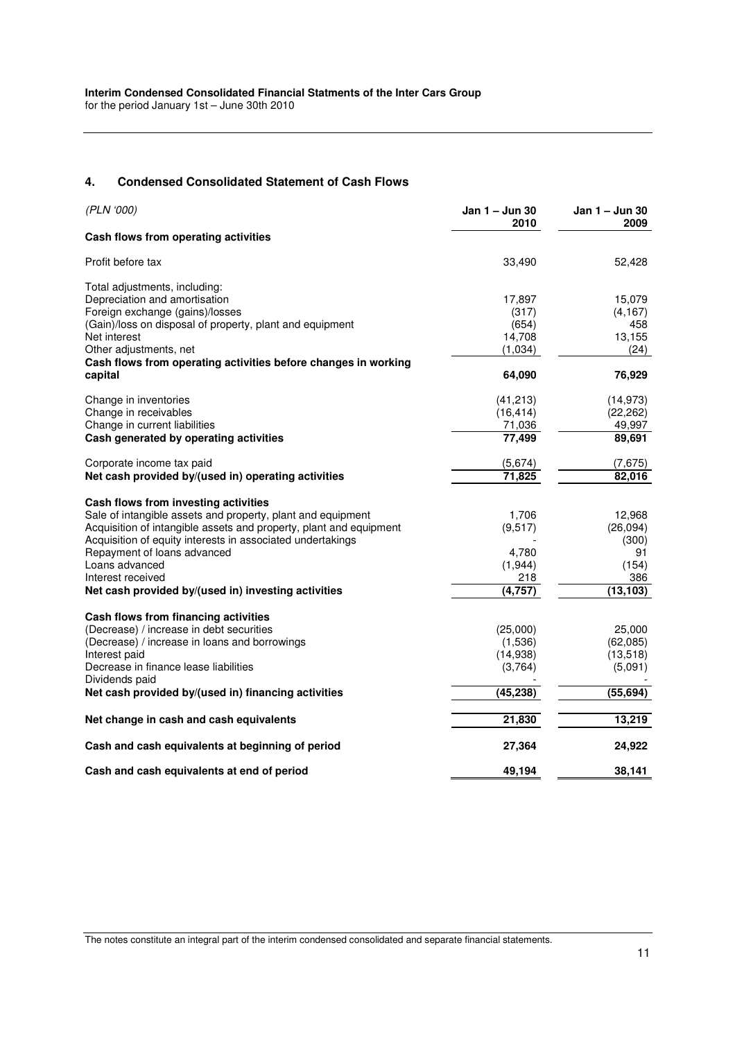## 4. Condensed Consolidated Statement of Cash Flows

| *(PLN '000)* | Jan 1 – Jun 30 2010 | Jan 1 – Jun 30 2009 |
|---|---|---|
| **Cash flows from operating activities** | | |
| Profit before tax | 33,490 | 52,428 |
| Total adjustments, including: | | |
| Depreciation and amortisation | 17,897 | 15,079 |
| Foreign exchange (gains)/losses | (317) | (4,167) |
| (Gain)/loss on disposal of property, plant and equipment | (654) | 458 |
| Net interest | 14,708 | 13,155 |
| Other adjustments, net | (1,034) | (24) |
| **Cash flows from operating activities before changes in working capital** | **64,090** | **76,929** |
| Change in inventories | (41,213) | (14,973) |
| Change in receivables | (16,414) | (22,262) |
| Change in current liabilities | 71,036 | 49,997 |
| **Cash generated by operating activities** | **77,499** | **89,691** |
| Corporate income tax paid | (5,674) | (7,675) |
| **Net cash provided by/(used in) operating activities** | **71,825** | **82,016** |
| **Cash flows from investing activities** | | |
| Sale of intangible assets and property, plant and equipment | 1,706 | 12,968 |
| Acquisition of intangible assets and property, plant and equipment | (9,517) | (26,094) |
| Acquisition of equity interests in associated undertakings | - | (300) |
| Repayment of loans advanced | 4,780 | 91 |
| Loans advanced | (1,944) | (154) |
| Interest received | 218 | 386 |
| **Net cash provided by/(used in) investing activities** | **(4,757)** | **(13,103)** |
| **Cash flows from financing activities** | | |
| (Decrease) / increase in debt securities | (25,000) | 25,000 |
| (Decrease) / increase in loans and borrowings | (1,536) | (62,085) |
| Interest paid | (14,938) | (13,518) |
| Decrease in finance lease liabilities | (3,764) | (5,091) |
| Dividends paid | - | - |
| **Net cash provided by/(used in) financing activities** | **(45,238)** | **(55,694)** |
| **Net change in cash and cash equivalents** | **21,830** | **13,219** |
| **Cash and cash equivalents at beginning of period** | **27,364** | **24,922** |
| **Cash and cash equivalents at end of period** | **49,194** | **38,141** |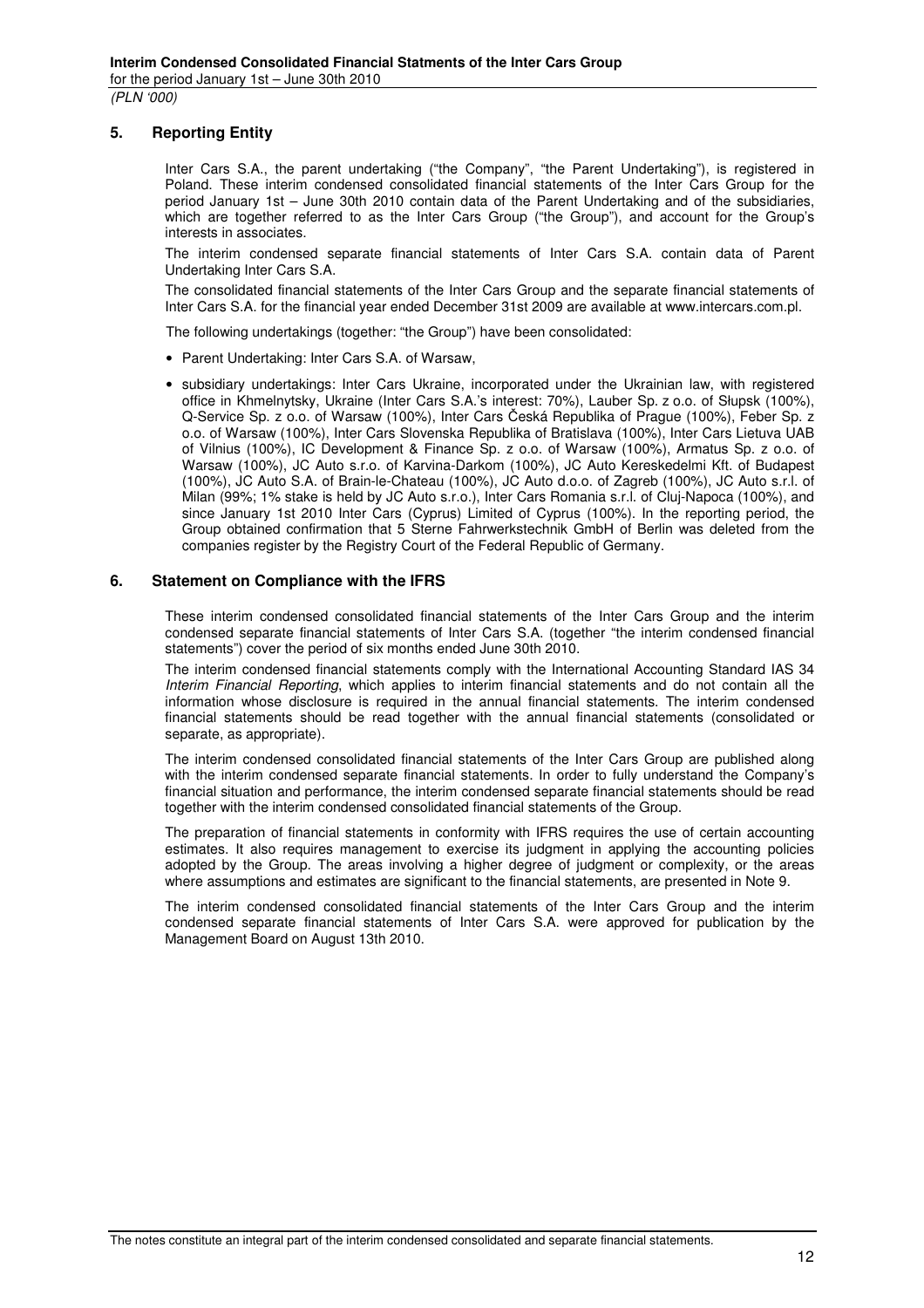## 5. Reporting Entity

Inter Cars S.A., the parent undertaking ("the Company", "the Parent Undertaking"), is registered in Poland. These interim condensed consolidated financial statements of the Inter Cars Group for the period January 1st – June 30th 2010 contain data of the Parent Undertaking and of the subsidiaries, which are together referred to as the Inter Cars Group ("the Group"), and account for the Group's interests in associates.

The interim condensed separate financial statements of Inter Cars S.A. contain data of Parent Undertaking Inter Cars S.A.

The consolidated financial statements of the Inter Cars Group and the separate financial statements of Inter Cars S.A. for the financial year ended December 31st 2009 are available at www.intercars.com.pl.

The following undertakings (together: "the Group") have been consolidated:

- Parent Undertaking: Inter Cars S.A. of Warsaw,
- subsidiary undertakings: Inter Cars Ukraine, incorporated under the Ukrainian law, with registered office in Khmelnytsky, Ukraine (Inter Cars S.A.'s interest: 70%), Lauber Sp. z o.o. of Słupsk (100%), Q-Service Sp. z o.o. of Warsaw (100%), Inter Cars Česká Republika of Prague (100%), Feber Sp. z o.o. of Warsaw (100%), Inter Cars Slovenska Republika of Bratislava (100%), Inter Cars Lietuva UAB of Vilnius (100%), IC Development & Finance Sp. z o.o. of Warsaw (100%), Armatus Sp. z o.o. of Warsaw (100%), JC Auto s.r.o. of Karvina-Darkom (100%), JC Auto Kereskedelmi Kft. of Budapest (100%), JC Auto S.A. of Brain-le-Chateau (100%), JC Auto d.o.o. of Zagreb (100%), JC Auto s.r.l. of Milan (99%; 1% stake is held by JC Auto s.r.o.), Inter Cars Romania s.r.l. of Cluj-Napoca (100%), and since January 1st 2010 Inter Cars (Cyprus) Limited of Cyprus (100%). In the reporting period, the Group obtained confirmation that 5 Sterne Fahrwerkstechnik GmbH of Berlin was deleted from the companies register by the Registry Court of the Federal Republic of Germany.

## 6. Statement on Compliance with the IFRS

These interim condensed consolidated financial statements of the Inter Cars Group and the interim condensed separate financial statements of Inter Cars S.A. (together "the interim condensed financial statements") cover the period of six months ended June 30th 2010.

The interim condensed financial statements comply with the International Accounting Standard IAS 34 *Interim Financial Reporting*, which applies to interim financial statements and do not contain all the information whose disclosure is required in the annual financial statements. The interim condensed financial statements should be read together with the annual financial statements (consolidated or separate, as appropriate).

The interim condensed consolidated financial statements of the Inter Cars Group are published along with the interim condensed separate financial statements. In order to fully understand the Company's financial situation and performance, the interim condensed separate financial statements should be read together with the interim condensed consolidated financial statements of the Group.

The preparation of financial statements in conformity with IFRS requires the use of certain accounting estimates. It also requires management to exercise its judgment in applying the accounting policies adopted by the Group. The areas involving a higher degree of judgment or complexity, or the areas where assumptions and estimates are significant to the financial statements, are presented in Note 9.

The interim condensed consolidated financial statements of the Inter Cars Group and the interim condensed separate financial statements of Inter Cars S.A. were approved for publication by the Management Board on August 13th 2010.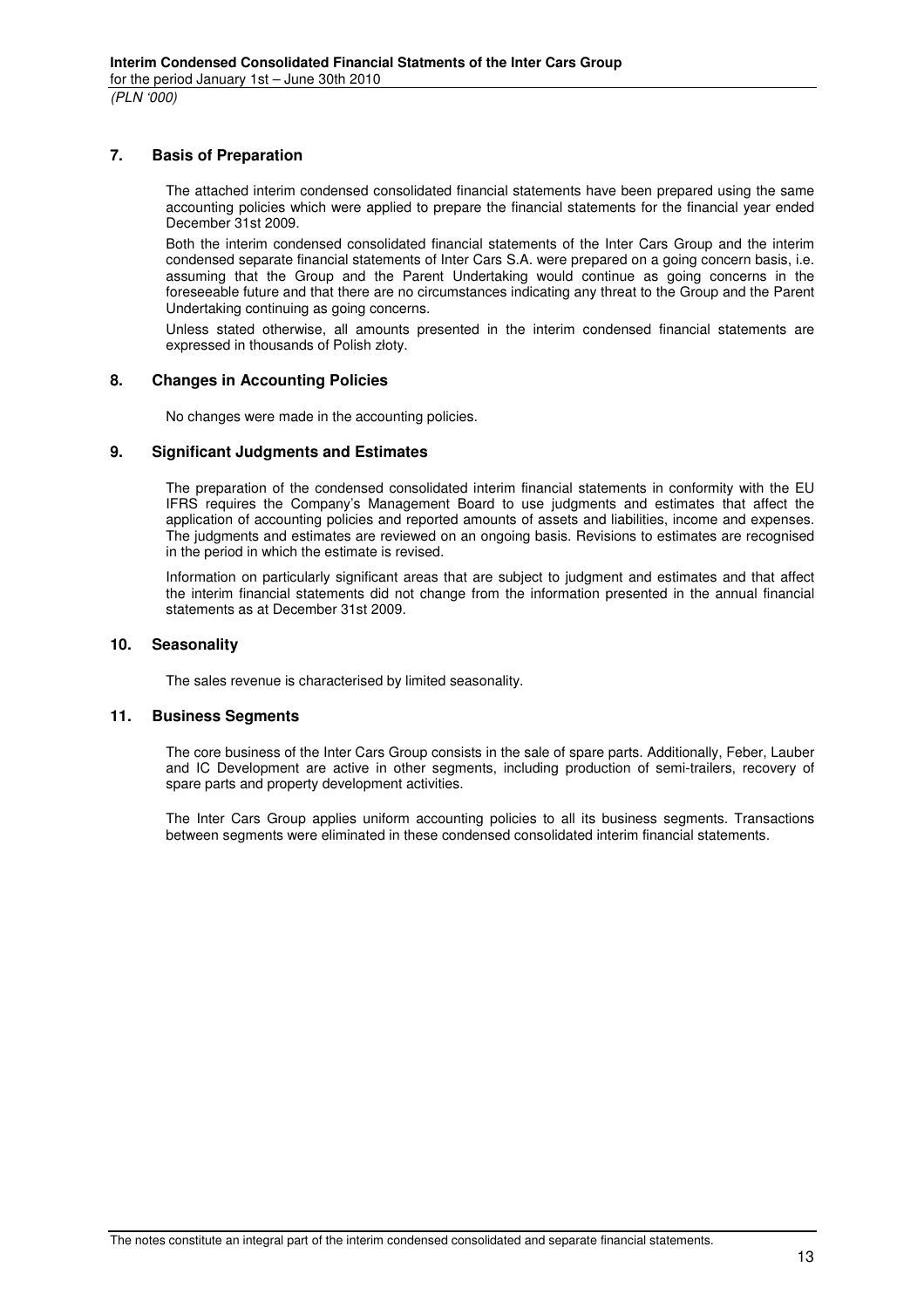## 7. Basis of Preparation

The attached interim condensed consolidated financial statements have been prepared using the same accounting policies which were applied to prepare the financial statements for the financial year ended December 31st 2009.

Both the interim condensed consolidated financial statements of the Inter Cars Group and the interim condensed separate financial statements of Inter Cars S.A. were prepared on a going concern basis, i.e. assuming that the Group and the Parent Undertaking would continue as going concerns in the foreseeable future and that there are no circumstances indicating any threat to the Group and the Parent Undertaking continuing as going concerns.

Unless stated otherwise, all amounts presented in the interim condensed financial statements are expressed in thousands of Polish złoty.

## 8. Changes in Accounting Policies

No changes were made in the accounting policies.

## 9. Significant Judgments and Estimates

The preparation of the condensed consolidated interim financial statements in conformity with the EU IFRS requires the Company's Management Board to use judgments and estimates that affect the application of accounting policies and reported amounts of assets and liabilities, income and expenses. The judgments and estimates are reviewed on an ongoing basis. Revisions to estimates are recognised in the period in which the estimate is revised.

Information on particularly significant areas that are subject to judgment and estimates and that affect the interim financial statements did not change from the information presented in the annual financial statements as at December 31st 2009.

## 10. Seasonality

The sales revenue is characterised by limited seasonality.

## 11. Business Segments

The core business of the Inter Cars Group consists in the sale of spare parts. Additionally, Feber, Lauber and IC Development are active in other segments, including production of semi-trailers, recovery of spare parts and property development activities.

The Inter Cars Group applies uniform accounting policies to all its business segments. Transactions between segments were eliminated in these condensed consolidated interim financial statements.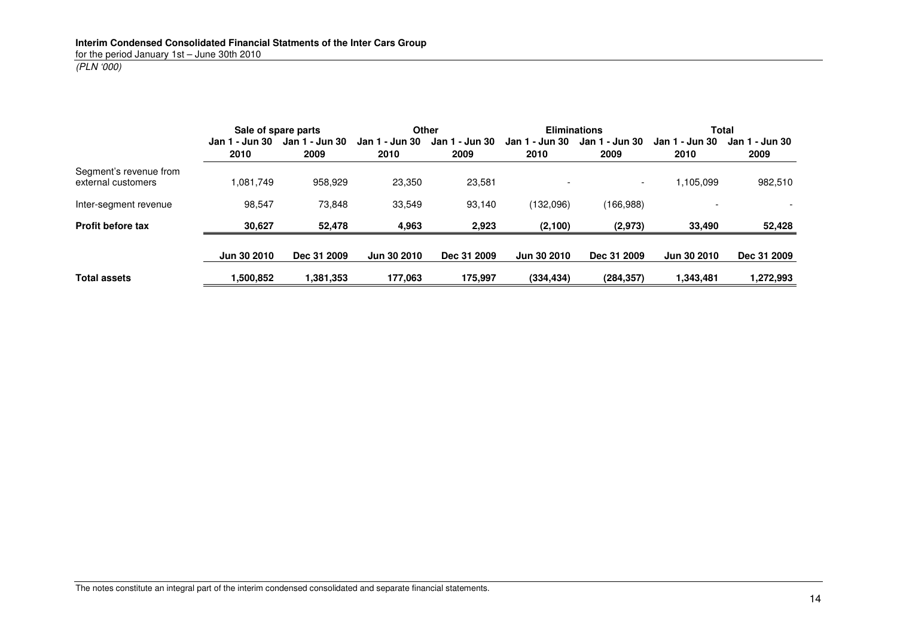| | Sale of spare parts | | Other | | Eliminations | | Total | |
|---|---|---|---|---|---|---|---|---|
| | Jan 1 - Jun 30 2010 | Jan 1 - Jun 30 2009 | Jan 1 - Jun 30 2010 | Jan 1 - Jun 30 2009 | Jan 1 - Jun 30 2010 | Jan 1 - Jun 30 2009 | Jan 1 - Jun 30 2010 | Jan 1 - Jun 30 2009 |
| Segment's revenue from external customers | 1,081,749 | 958,929 | 23,350 | 23,581 | - | - | 1,105,099 | 982,510 |
| Inter-segment revenue | 98,547 | 73,848 | 33,549 | 93,140 | (132,096) | (166,988) | - | - |
| **Profit before tax** | **30,627** | **52,478** | **4,963** | **2,923** | **(2,100)** | **(2,973)** | **33,490** | **52,428** |
| | **Jun 30 2010** | **Dec 31 2009** | **Jun 30 2010** | **Dec 31 2009** | **Jun 30 2010** | **Dec 31 2009** | **Jun 30 2010** | **Dec 31 2009** |
| **Total assets** | **1,500,852** | **1,381,353** | **177,063** | **175,997** | **(334,434)** | **(284,357)** | **1,343,481** | **1,272,993** |

The notes constitute an integral part of the interim condensed consolidated and separate financial statements.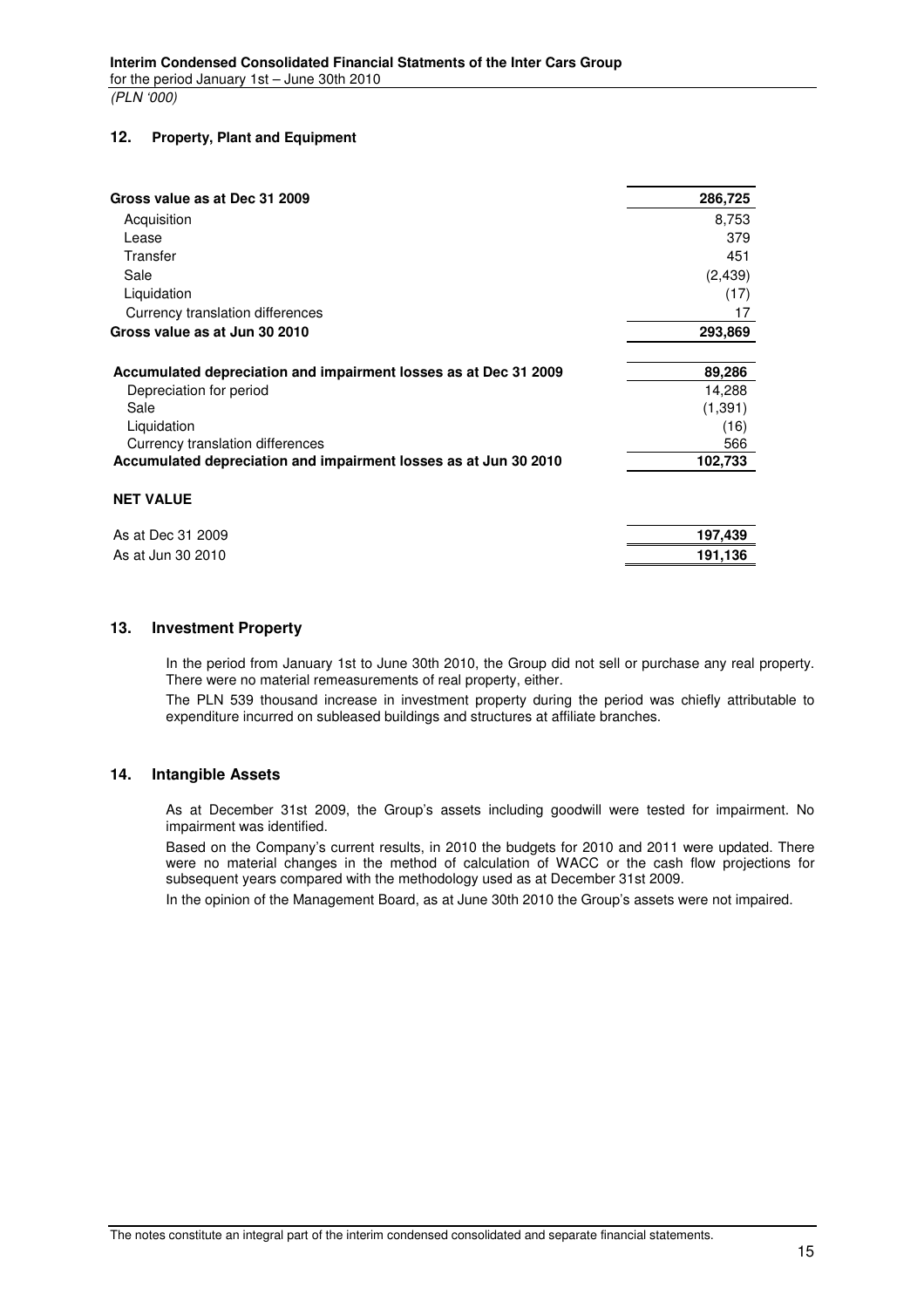## 12. Property, Plant and Equipment

| | |
|---|---|
| **Gross value as at Dec 31 2009** | **286,725** |
| Acquisition | 8,753 |
| Lease | 379 |
| Transfer | 451 |
| Sale | (2,439) |
| Liquidation | (17) |
| Currency translation differences | 17 |
| **Gross value as at Jun 30 2010** | **293,869** |
| | |
| **Accumulated depreciation and impairment losses as at Dec 31 2009** | **89,286** |
| Depreciation for period | 14,288 |
| Sale | (1,391) |
| Liquidation | (16) |
| Currency translation differences | 566 |
| **Accumulated depreciation and impairment losses as at Jun 30 2010** | **102,733** |
| | |
| **NET VALUE** | |
| As at Dec 31 2009 | **197,439** |
| As at Jun 30 2010 | **191,136** |

## 13. Investment Property

In the period from January 1st to June 30th 2010, the Group did not sell or purchase any real property. There were no material remeasurements of real property, either.

The PLN 539 thousand increase in investment property during the period was chiefly attributable to expenditure incurred on subleased buildings and structures at affiliate branches.

## 14. Intangible Assets

As at December 31st 2009, the Group's assets including goodwill were tested for impairment. No impairment was identified.

Based on the Company's current results, in 2010 the budgets for 2010 and 2011 were updated. There were no material changes in the method of calculation of WACC or the cash flow projections for subsequent years compared with the methodology used as at December 31st 2009.

In the opinion of the Management Board, as at June 30th 2010 the Group's assets were not impaired.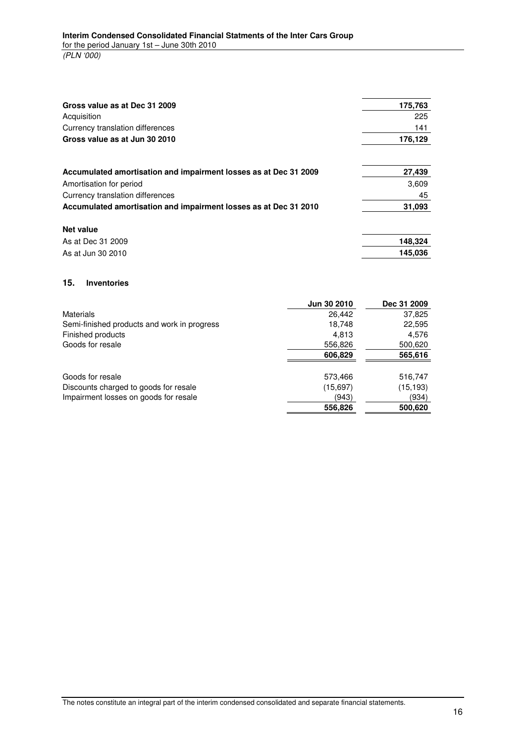| | |
|---|---|
| **Gross value as at Dec 31 2009** | **175,763** |
| Acquisition | 225 |
| Currency translation differences | 141 |
| **Gross value as at Jun 30 2010** | **176,129** |
| | |
| **Accumulated amortisation and impairment losses as at Dec 31 2009** | **27,439** |
| Amortisation for period | 3,609 |
| Currency translation differences | 45 |
| **Accumulated amortisation and impairment losses as at Dec 31 2010** | **31,093** |
| | |
| **Net value** | |
| As at Dec 31 2009 | **148,324** |
| As at Jun 30 2010 | **145,036** |

## 15. Inventories

| | Jun 30 2010 | Dec 31 2009 |
|---|---|---|
| Materials | 26,442 | 37,825 |
| Semi-finished products and work in progress | 18,748 | 22,595 |
| Finished products | 4,813 | 4,576 |
| Goods for resale | 556,826 | 500,620 |
| | **606,829** | **565,616** |
| | | |
| Goods for resale | 573,466 | 516,747 |
| Discounts charged to goods for resale | (15,697) | (15,193) |
| Impairment losses on goods for resale | (943) | (934) |
| | **556,826** | **500,620** |

The notes constitute an integral part of the interim condensed consolidated and separate financial statements.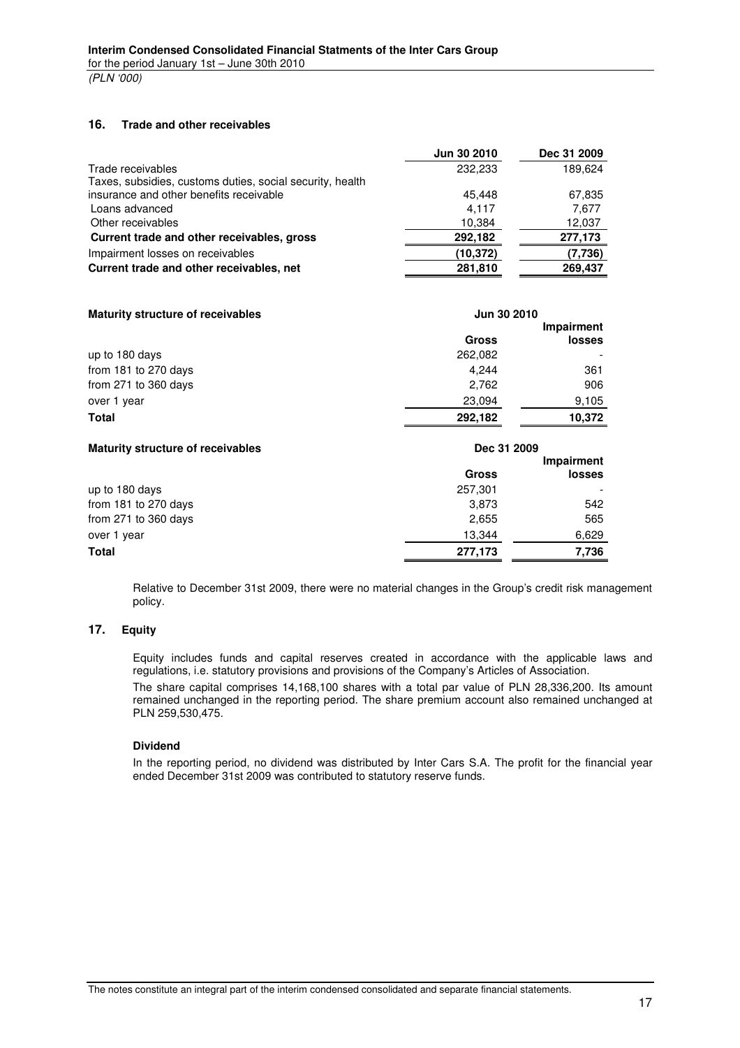## 16. Trade and other receivables

| | Jun 30 2010 | Dec 31 2009 |
|---|---|---|
| Trade receivables | 232,233 | 189,624 |
| Taxes, subsidies, customs duties, social security, health insurance and other benefits receivable | 45,448 | 67,835 |
| Loans advanced | 4,117 | 7,677 |
| Other receivables | 10,384 | 12,037 |
| **Current trade and other receivables, gross** | **292,182** | **277,173** |
| Impairment losses on receivables | **(10,372)** | **(7,736)** |
| **Current trade and other receivables, net** | **281,810** | **269,437** |

| **Maturity structure of receivables** | **Jun 30 2010** | |
|---|---|---|
| | **Gross** | **Impairment losses** |
| up to 180 days | 262,082 | - |
| from 181 to 270 days | 4,244 | 361 |
| from 271 to 360 days | 2,762 | 906 |
| over 1 year | 23,094 | 9,105 |
| **Total** | **292,182** | **10,372** |

| **Maturity structure of receivables** | **Dec 31 2009** | |
|---|---|---|
| | **Gross** | **Impairment losses** |
| up to 180 days | 257,301 | - |
| from 181 to 270 days | 3,873 | 542 |
| from 271 to 360 days | 2,655 | 565 |
| over 1 year | 13,344 | 6,629 |
| **Total** | **277,173** | **7,736** |

Relative to December 31st 2009, there were no material changes in the Group's credit risk management policy.

## 17. Equity

Equity includes funds and capital reserves created in accordance with the applicable laws and regulations, i.e. statutory provisions and provisions of the Company's Articles of Association.

The share capital comprises 14,168,100 shares with a total par value of PLN 28,336,200. Its amount remained unchanged in the reporting period. The share premium account also remained unchanged at PLN 259,530,475.

### Dividend

In the reporting period, no dividend was distributed by Inter Cars S.A. The profit for the financial year ended December 31st 2009 was contributed to statutory reserve funds.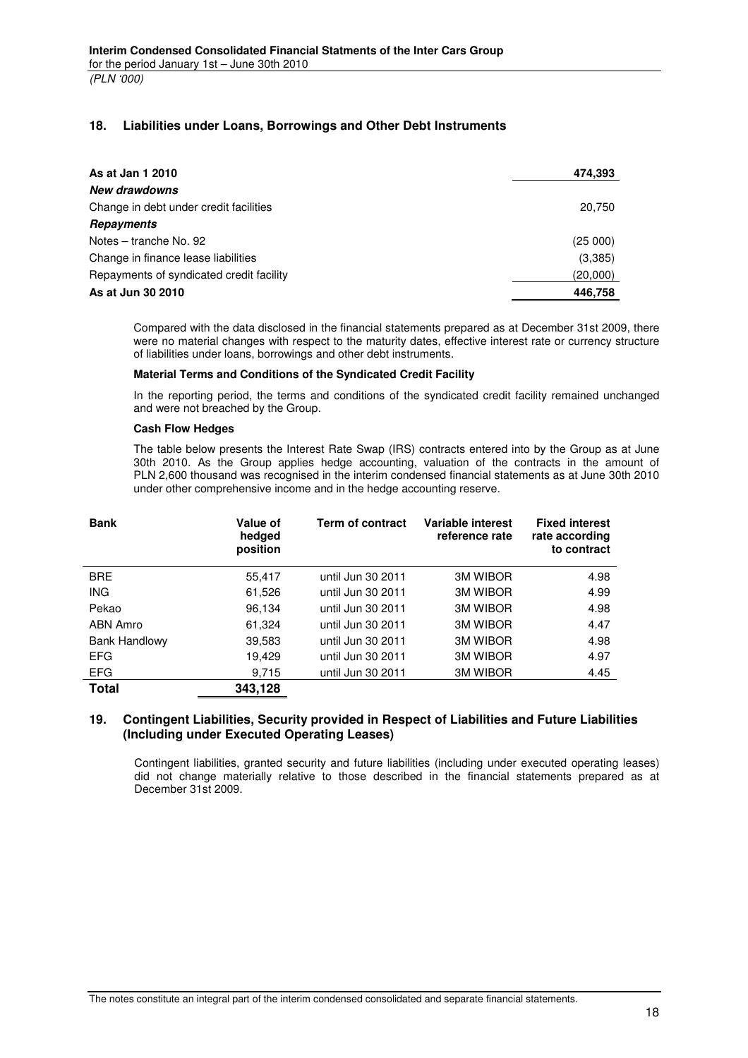## 18. Liabilities under Loans, Borrowings and Other Debt Instruments

| | |
|---|---|
| **As at Jan 1 2010** | **474,393** |
| ***New drawdowns*** | |
| Change in debt under credit facilities | 20,750 |
| ***Repayments*** | |
| Notes – tranche No. 92 | (25 000) |
| Change in finance lease liabilities | (3,385) |
| Repayments of syndicated credit facility | (20,000) |
| **As at Jun 30 2010** | **446,758** |

Compared with the data disclosed in the financial statements prepared as at December 31st 2009, there were no material changes with respect to the maturity dates, effective interest rate or currency structure of liabilities under loans, borrowings and other debt instruments.

**Material Terms and Conditions of the Syndicated Credit Facility**

In the reporting period, the terms and conditions of the syndicated credit facility remained unchanged and were not breached by the Group.

**Cash Flow Hedges**

The table below presents the Interest Rate Swap (IRS) contracts entered into by the Group as at June 30th 2010. As the Group applies hedge accounting, valuation of the contracts in the amount of PLN 2,600 thousand was recognised in the interim condensed financial statements as at June 30th 2010 under other comprehensive income and in the hedge accounting reserve.

| Bank | Value of hedged position | Term of contract | Variable interest reference rate | Fixed interest rate according to contract |
|---|---|---|---|---|
| BRE | 55,417 | until Jun 30 2011 | 3M WIBOR | 4.98 |
| ING | 61,526 | until Jun 30 2011 | 3M WIBOR | 4.99 |
| Pekao | 96,134 | until Jun 30 2011 | 3M WIBOR | 4.98 |
| ABN Amro | 61,324 | until Jun 30 2011 | 3M WIBOR | 4.47 |
| Bank Handlowy | 39,583 | until Jun 30 2011 | 3M WIBOR | 4.98 |
| EFG | 19,429 | until Jun 30 2011 | 3M WIBOR | 4.97 |
| EFG | 9,715 | until Jun 30 2011 | 3M WIBOR | 4.45 |
| **Total** | **343,128** | | | |

## 19. Contingent Liabilities, Security provided in Respect of Liabilities and Future Liabilities (Including under Executed Operating Leases)

Contingent liabilities, granted security and future liabilities (including under executed operating leases) did not change materially relative to those described in the financial statements prepared as at December 31st 2009.

The notes constitute an integral part of the interim condensed consolidated and separate financial statements.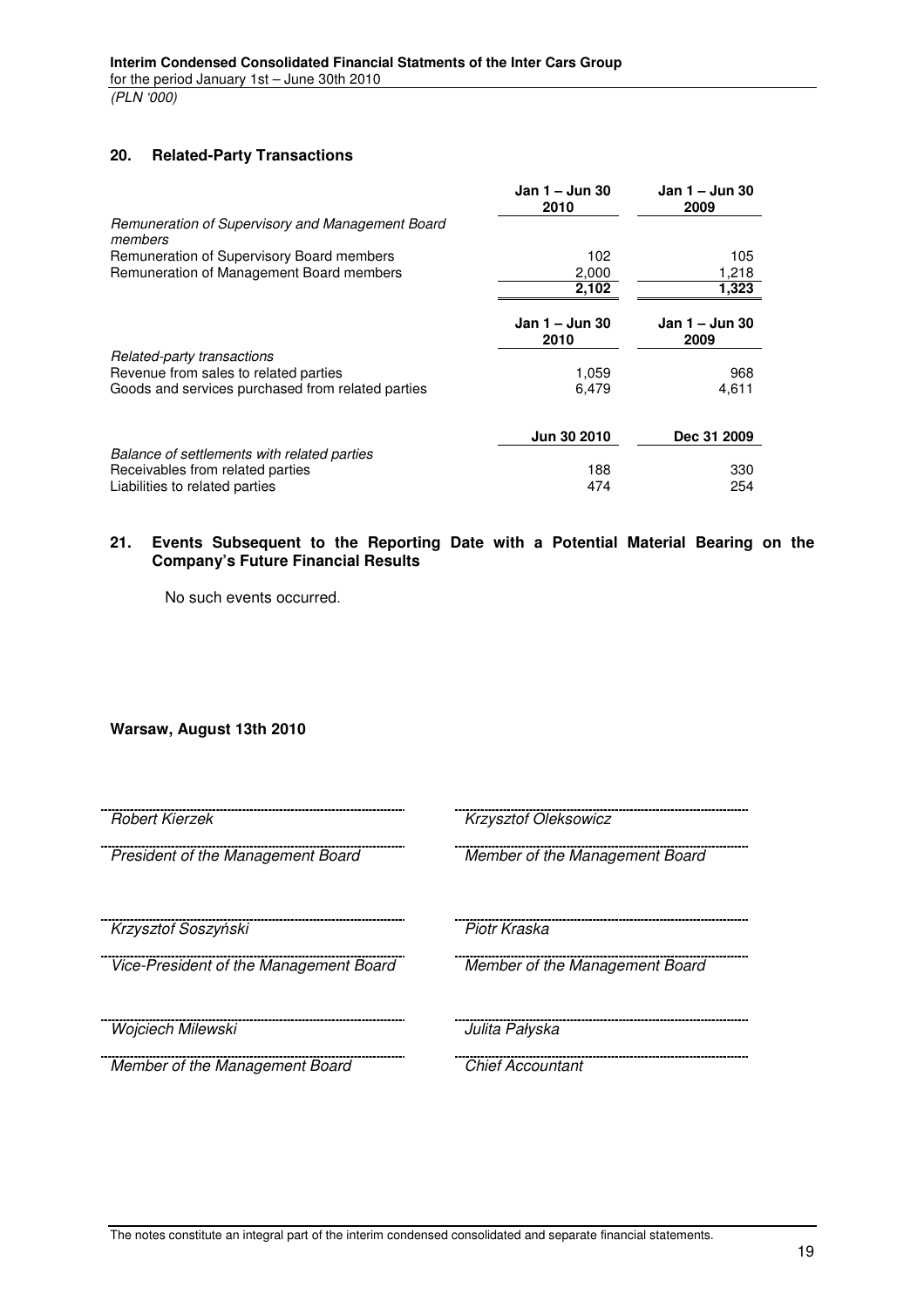## 20. Related-Party Transactions

| | Jan 1 – Jun 30 2010 | Jan 1 – Jun 30 2009 |
|---|---|---|
| *Remuneration of Supervisory and Management Board members* | | |
| Remuneration of Supervisory Board members | 102 | 105 |
| Remuneration of Management Board members | 2,000 | 1,218 |
| | **2,102** | **1,323** |

| | Jan 1 – Jun 30 2010 | Jan 1 – Jun 30 2009 |
|---|---|---|
| *Related-party transactions* | | |
| Revenue from sales to related parties | 1,059 | 968 |
| Goods and services purchased from related parties | 6,479 | 4,611 |

| | Jun 30 2010 | Dec 31 2009 |
|---|---|---|
| *Balance of settlements with related parties* | | |
| Receivables from related parties | 188 | 330 |
| Liabilities to related parties | 474 | 254 |

## 21. Events Subsequent to the Reporting Date with a Potential Material Bearing on the Company's Future Financial Results

No such events occurred.

**Warsaw, August 13th 2010**

| | |
|---|---|
| *Robert Kierzek* | *Krzysztof Oleksowicz* |
| *President of the Management Board* | *Member of the Management Board* |
| *Krzysztof Soszyński* | *Piotr Kraska* |
| *Vice-President of the Management Board* | *Member of the Management Board* |
| *Wojciech Milewski* | *Julita Pałyska* |
| *Member of the Management Board* | *Chief Accountant* |

The notes constitute an integral part of the interim condensed consolidated and separate financial statements.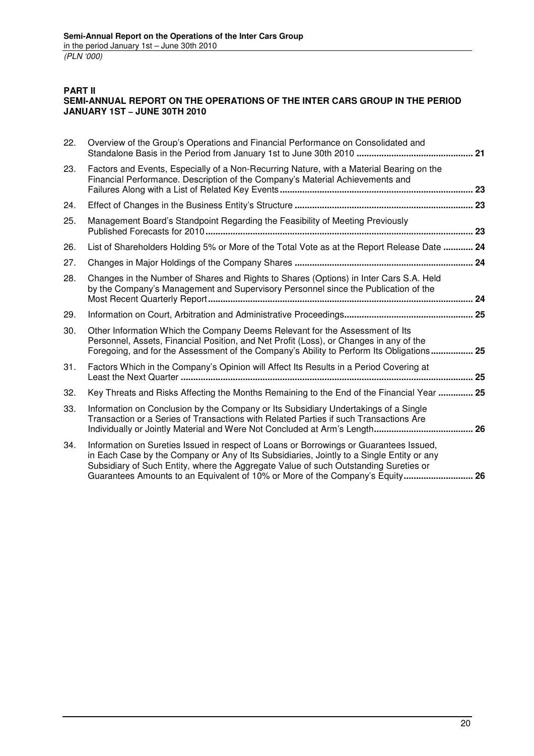**PART II**
**SEMI-ANNUAL REPORT ON THE OPERATIONS OF THE INTER CARS GROUP IN THE PERIOD JANUARY 1ST – JUNE 30TH 2010**

| | | |
|---|---|---|
| 22. | Overview of the Group's Operations and Financial Performance on Consolidated and Standalone Basis in the Period from January 1st to June 30th 2010 | **21** |
| 23. | Factors and Events, Especially of a Non-Recurring Nature, with a Material Bearing on the Financial Performance. Description of the Company's Material Achievements and Failures Along with a List of Related Key Events | **23** |
| 24. | Effect of Changes in the Business Entity's Structure | **23** |
| 25. | Management Board's Standpoint Regarding the Feasibility of Meeting Previously Published Forecasts for 2010 | **23** |
| 26. | List of Shareholders Holding 5% or More of the Total Vote as at the Report Release Date | **24** |
| 27. | Changes in Major Holdings of the Company Shares | **24** |
| 28. | Changes in the Number of Shares and Rights to Shares (Options) in Inter Cars S.A. Held by the Company's Management and Supervisory Personnel since the Publication of the Most Recent Quarterly Report | **24** |
| 29. | Information on Court, Arbitration and Administrative Proceedings | **25** |
| 30. | Other Information Which the Company Deems Relevant for the Assessment of Its Personnel, Assets, Financial Position, and Net Profit (Loss), or Changes in any of the Foregoing, and for the Assessment of the Company's Ability to Perform Its Obligations | **25** |
| 31. | Factors Which in the Company's Opinion will Affect Its Results in a Period Covering at Least the Next Quarter | **25** |
| 32. | Key Threats and Risks Affecting the Months Remaining to the End of the Financial Year | **25** |
| 33. | Information on Conclusion by the Company or Its Subsidiary Undertakings of a Single Transaction or a Series of Transactions with Related Parties if such Transactions Are Individually or Jointly Material and Were Not Concluded at Arm's Length | **26** |
| 34. | Information on Sureties Issued in respect of Loans or Borrowings or Guarantees Issued, in Each Case by the Company or Any of Its Subsidiaries, Jointly to a Single Entity or any Subsidiary of Such Entity, where the Aggregate Value of such Outstanding Sureties or Guarantees Amounts to an Equivalent of 10% or More of the Company's Equity | **26** |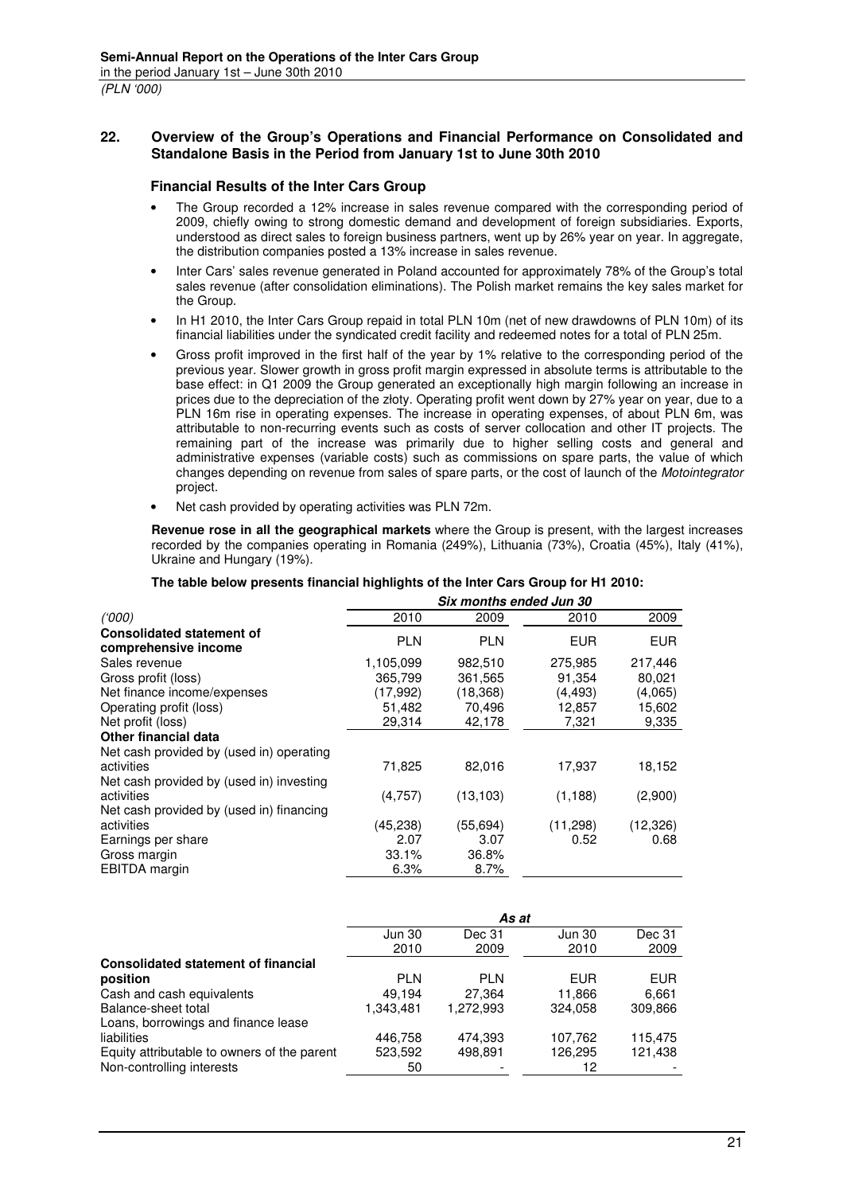## 22. Overview of the Group's Operations and Financial Performance on Consolidated and Standalone Basis in the Period from January 1st to June 30th 2010

### Financial Results of the Inter Cars Group

- The Group recorded a 12% increase in sales revenue compared with the corresponding period of 2009, chiefly owing to strong domestic demand and development of foreign subsidiaries. Exports, understood as direct sales to foreign business partners, went up by 26% year on year. In aggregate, the distribution companies posted a 13% increase in sales revenue.
- Inter Cars' sales revenue generated in Poland accounted for approximately 78% of the Group's total sales revenue (after consolidation eliminations). The Polish market remains the key sales market for the Group.
- In H1 2010, the Inter Cars Group repaid in total PLN 10m (net of new drawdowns of PLN 10m) of its financial liabilities under the syndicated credit facility and redeemed notes for a total of PLN 25m.
- Gross profit improved in the first half of the year by 1% relative to the corresponding period of the previous year. Slower growth in gross profit margin expressed in absolute terms is attributable to the base effect: in Q1 2009 the Group generated an exceptionally high margin following an increase in prices due to the depreciation of the złoty. Operating profit went down by 27% year on year, due to a PLN 16m rise in operating expenses. The increase in operating expenses, of about PLN 6m, was attributable to non-recurring events such as costs of server collocation and other IT projects. The remaining part of the increase was primarily due to higher selling costs and general and administrative expenses (variable costs) such as commissions on spare parts, the value of which changes depending on revenue from sales of spare parts, or the cost of launch of the *Motointegrator* project.
- Net cash provided by operating activities was PLN 72m.

**Revenue rose in all the geographical markets** where the Group is present, with the largest increases recorded by the companies operating in Romania (249%), Lithuania (73%), Croatia (45%), Italy (41%), Ukraine and Hungary (19%).

**The table below presents financial highlights of the Inter Cars Group for H1 2010:**

| ('000) | *Six months ended Jun 30* | | | |
|---|---|---|---|---|
| | 2010 | 2009 | 2010 | 2009 |
| **Consolidated statement of comprehensive income** | PLN | PLN | EUR | EUR |
| Sales revenue | 1,105,099 | 982,510 | 275,985 | 217,446 |
| Gross profit (loss) | 365,799 | 361,565 | 91,354 | 80,021 |
| Net finance income/expenses | (17,992) | (18,368) | (4,493) | (4,065) |
| Operating profit (loss) | 51,482 | 70,496 | 12,857 | 15,602 |
| Net profit (loss) | 29,314 | 42,178 | 7,321 | 9,335 |
| **Other financial data** | | | | |
| Net cash provided by (used in) operating activities | 71,825 | 82,016 | 17,937 | 18,152 |
| Net cash provided by (used in) investing activities | (4,757) | (13,103) | (1,188) | (2,900) |
| Net cash provided by (used in) financing activities | (45,238) | (55,694) | (11,298) | (12,326) |
| Earnings per share | 2.07 | 3.07 | 0.52 | 0.68 |
| Gross margin | 33.1% | 36.8% | | |
| EBITDA margin | 6.3% | 8.7% | | |

| | *As at* | | | |
|---|---|---|---|---|
| | Jun 30 2010 | Dec 31 2009 | Jun 30 2010 | Dec 31 2009 |
| **Consolidated statement of financial position** | PLN | PLN | EUR | EUR |
| Cash and cash equivalents | 49,194 | 27,364 | 11,866 | 6,661 |
| Balance-sheet total | 1,343,481 | 1,272,993 | 324,058 | 309,866 |
| Loans, borrowings and finance lease liabilities | 446,758 | 474,393 | 107,762 | 115,475 |
| Equity attributable to owners of the parent | 523,592 | 498,891 | 126,295 | 121,438 |
| Non-controlling interests | 50 | - | 12 | - |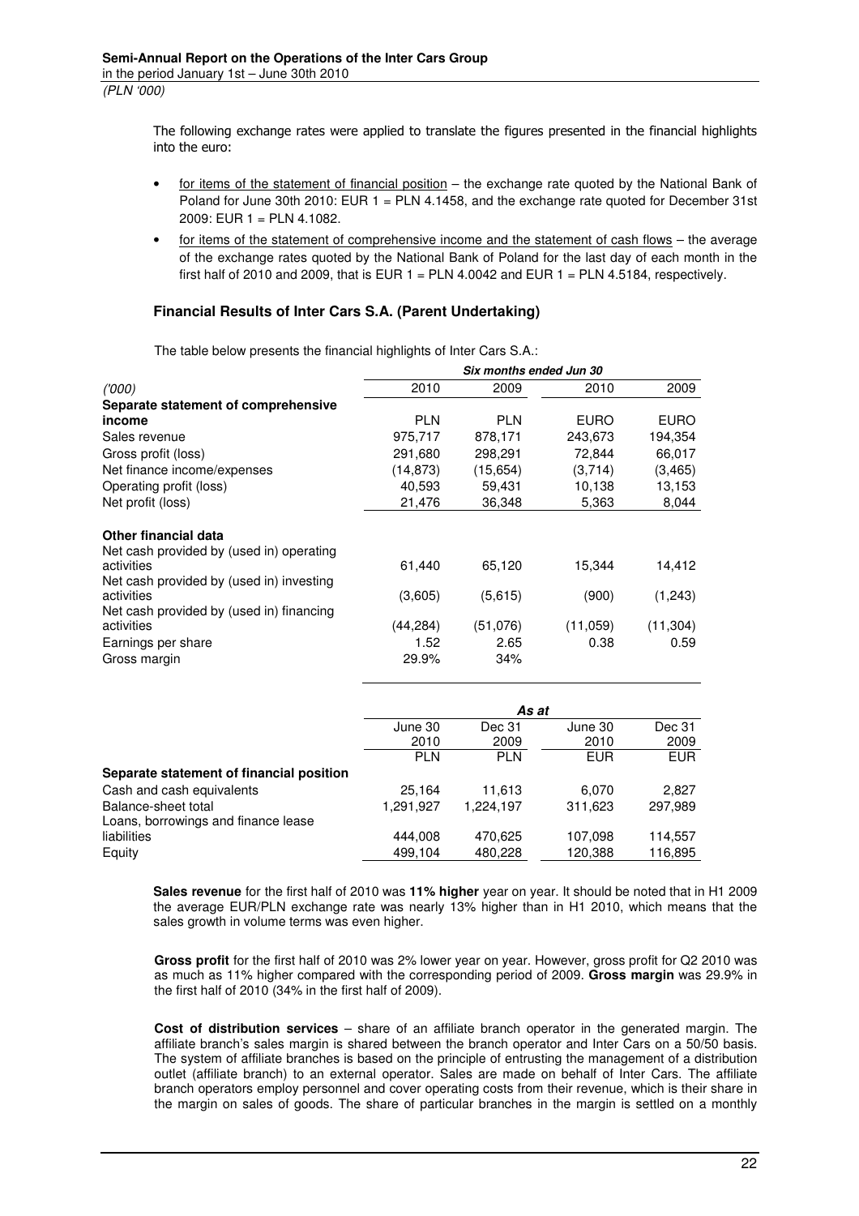The following exchange rates were applied to translate the figures presented in the financial highlights into the euro:

- for items of the statement of financial position – the exchange rate quoted by the National Bank of Poland for June 30th 2010: EUR 1 = PLN 4.1458, and the exchange rate quoted for December 31st 2009: EUR 1 = PLN 4.1082.
- for items of the statement of comprehensive income and the statement of cash flows – the average of the exchange rates quoted by the National Bank of Poland for the last day of each month in the first half of 2010 and 2009, that is EUR 1 = PLN 4.0042 and EUR 1 = PLN 4.5184, respectively.

### Financial Results of Inter Cars S.A. (Parent Undertaking)

The table below presents the financial highlights of Inter Cars S.A.:

| | *Six months ended Jun 30* | | | |
|---|---|---|---|---|
| *('000)* | 2010 | 2009 | 2010 | 2009 |
| **Separate statement of comprehensive income** | PLN | PLN | EURO | EURO |
| Sales revenue | 975,717 | 878,171 | 243,673 | 194,354 |
| Gross profit (loss) | 291,680 | 298,291 | 72,844 | 66,017 |
| Net finance income/expenses | (14,873) | (15,654) | (3,714) | (3,465) |
| Operating profit (loss) | 40,593 | 59,431 | 10,138 | 13,153 |
| Net profit (loss) | 21,476 | 36,348 | 5,363 | 8,044 |
| **Other financial data** | | | | |
| Net cash provided by (used in) operating activities | 61,440 | 65,120 | 15,344 | 14,412 |
| Net cash provided by (used in) investing activities | (3,605) | (5,615) | (900) | (1,243) |
| Net cash provided by (used in) financing activities | (44,284) | (51,076) | (11,059) | (11,304) |
| Earnings per share | 1.52 | 2.65 | 0.38 | 0.59 |
| Gross margin | 29.9% | 34% | | |

| | *As at* | | | |
|---|---|---|---|---|
| | June 30 2010 | Dec 31 2009 | June 30 2010 | Dec 31 2009 |
| | PLN | PLN | EUR | EUR |
| **Separate statement of financial position** | | | | |
| Cash and cash equivalents | 25,164 | 11,613 | 6,070 | 2,827 |
| Balance-sheet total | 1,291,927 | 1,224,197 | 311,623 | 297,989 |
| Loans, borrowings and finance lease liabilities | 444,008 | 470,625 | 107,098 | 114,557 |
| Equity | 499,104 | 480,228 | 120,388 | 116,895 |

**Sales revenue** for the first half of 2010 was **11% higher** year on year. It should be noted that in H1 2009 the average EUR/PLN exchange rate was nearly 13% higher than in H1 2010, which means that the sales growth in volume terms was even higher.

**Gross profit** for the first half of 2010 was 2% lower year on year. However, gross profit for Q2 2010 was as much as 11% higher compared with the corresponding period of 2009. **Gross margin** was 29.9% in the first half of 2010 (34% in the first half of 2009).

**Cost of distribution services** – share of an affiliate branch operator in the generated margin. The affiliate branch's sales margin is shared between the branch operator and Inter Cars on a 50/50 basis. The system of affiliate branches is based on the principle of entrusting the management of a distribution outlet (affiliate branch) to an external operator. Sales are made on behalf of Inter Cars. The affiliate branch operators employ personnel and cover operating costs from their revenue, which is their share in the margin on sales of goods. The share of particular branches in the margin is settled on a monthly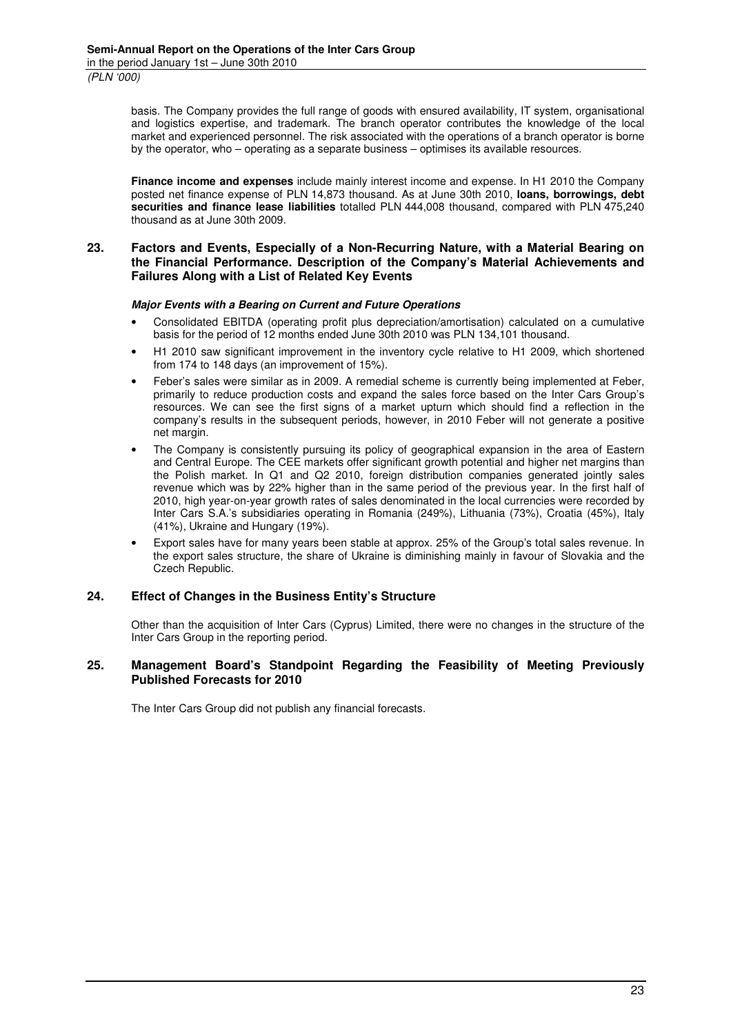basis. The Company provides the full range of goods with ensured availability, IT system, organisational and logistics expertise, and trademark. The branch operator contributes the knowledge of the local market and experienced personnel. The risk associated with the operations of a branch operator is borne by the operator, who – operating as a separate business – optimises its available resources.

**Finance income and expenses** include mainly interest income and expense. In H1 2010 the Company posted net finance expense of PLN 14,873 thousand. As at June 30th 2010, **loans, borrowings, debt securities and finance lease liabilities** totalled PLN 444,008 thousand, compared with PLN 475,240 thousand as at June 30th 2009.

## 23. Factors and Events, Especially of a Non-Recurring Nature, with a Material Bearing on the Financial Performance. Description of the Company's Material Achievements and Failures Along with a List of Related Key Events

***Major Events with a Bearing on Current and Future Operations***

- Consolidated EBITDA (operating profit plus depreciation/amortisation) calculated on a cumulative basis for the period of 12 months ended June 30th 2010 was PLN 134,101 thousand.
- H1 2010 saw significant improvement in the inventory cycle relative to H1 2009, which shortened from 174 to 148 days (an improvement of 15%).
- Feber's sales were similar as in 2009. A remedial scheme is currently being implemented at Feber, primarily to reduce production costs and expand the sales force based on the Inter Cars Group's resources. We can see the first signs of a market upturn which should find a reflection in the company's results in the subsequent periods, however, in 2010 Feber will not generate a positive net margin.
- The Company is consistently pursuing its policy of geographical expansion in the area of Eastern and Central Europe. The CEE markets offer significant growth potential and higher net margins than the Polish market. In Q1 and Q2 2010, foreign distribution companies generated jointly sales revenue which was by 22% higher than in the same period of the previous year. In the first half of 2010, high year-on-year growth rates of sales denominated in the local currencies were recorded by Inter Cars S.A.'s subsidiaries operating in Romania (249%), Lithuania (73%), Croatia (45%), Italy (41%), Ukraine and Hungary (19%).
- Export sales have for many years been stable at approx. 25% of the Group's total sales revenue. In the export sales structure, the share of Ukraine is diminishing mainly in favour of Slovakia and the Czech Republic.

## 24. Effect of Changes in the Business Entity's Structure

Other than the acquisition of Inter Cars (Cyprus) Limited, there were no changes in the structure of the Inter Cars Group in the reporting period.

## 25. Management Board's Standpoint Regarding the Feasibility of Meeting Previously Published Forecasts for 2010

The Inter Cars Group did not publish any financial forecasts.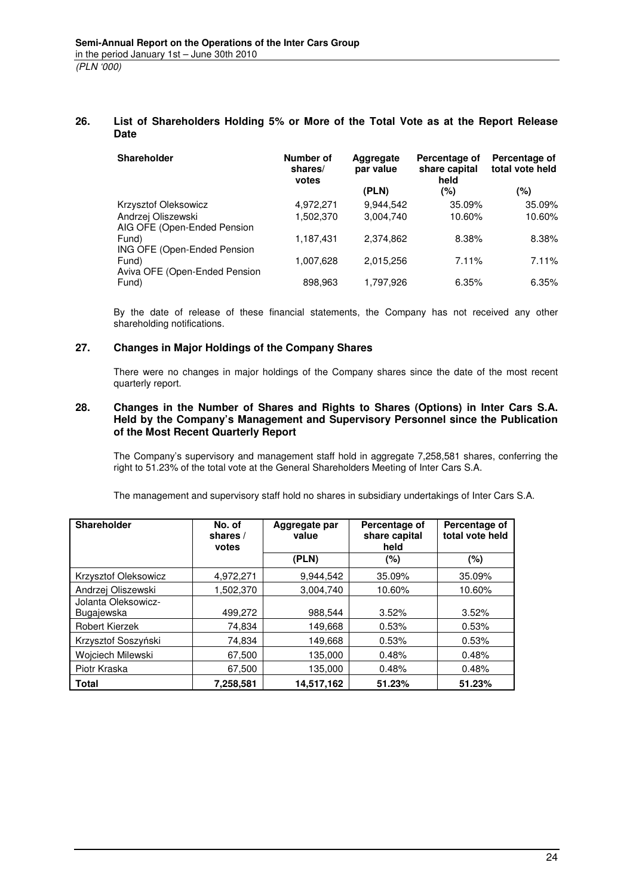## 26. List of Shareholders Holding 5% or More of the Total Vote as at the Report Release Date

| Shareholder | Number of shares/ votes | Aggregate par value | Percentage of share capital held | Percentage of total vote held |
|---|---|---|---|---|
| | | (PLN) | (%) | (%) |
| Krzysztof Oleksowicz | 4,972,271 | 9,944,542 | 35.09% | 35.09% |
| Andrzej Oliszewski | 1,502,370 | 3,004,740 | 10.60% | 10.60% |
| AIG OFE (Open-Ended Pension Fund) | 1,187,431 | 2,374,862 | 8.38% | 8.38% |
| ING OFE (Open-Ended Pension Fund) | 1,007,628 | 2,015,256 | 7.11% | 7.11% |
| Aviva OFE (Open-Ended Pension Fund) | 898,963 | 1,797,926 | 6.35% | 6.35% |

By the date of release of these financial statements, the Company has not received any other shareholding notifications.

## 27. Changes in Major Holdings of the Company Shares

There were no changes in major holdings of the Company shares since the date of the most recent quarterly report.

## 28. Changes in the Number of Shares and Rights to Shares (Options) in Inter Cars S.A. Held by the Company's Management and Supervisory Personnel since the Publication of the Most Recent Quarterly Report

The Company's supervisory and management staff hold in aggregate 7,258,581 shares, conferring the right to 51.23% of the total vote at the General Shareholders Meeting of Inter Cars S.A.

The management and supervisory staff hold no shares in subsidiary undertakings of Inter Cars S.A.

| Shareholder | No. of shares / votes | Aggregate par value | Percentage of share capital held | Percentage of total vote held |
|---|---|---|---|---|
| | | (PLN) | (%) | (%) |
| Krzysztof Oleksowicz | 4,972,271 | 9,944,542 | 35.09% | 35.09% |
| Andrzej Oliszewski | 1,502,370 | 3,004,740 | 10.60% | 10.60% |
| Jolanta Oleksowicz-Bugajewska | 499,272 | 988,544 | 3.52% | 3.52% |
| Robert Kierzek | 74,834 | 149,668 | 0.53% | 0.53% |
| Krzysztof Soszyński | 74,834 | 149,668 | 0.53% | 0.53% |
| Wojciech Milewski | 67,500 | 135,000 | 0.48% | 0.48% |
| Piotr Kraska | 67,500 | 135,000 | 0.48% | 0.48% |
| **Total** | **7,258,581** | **14,517,162** | **51.23%** | **51.23%** |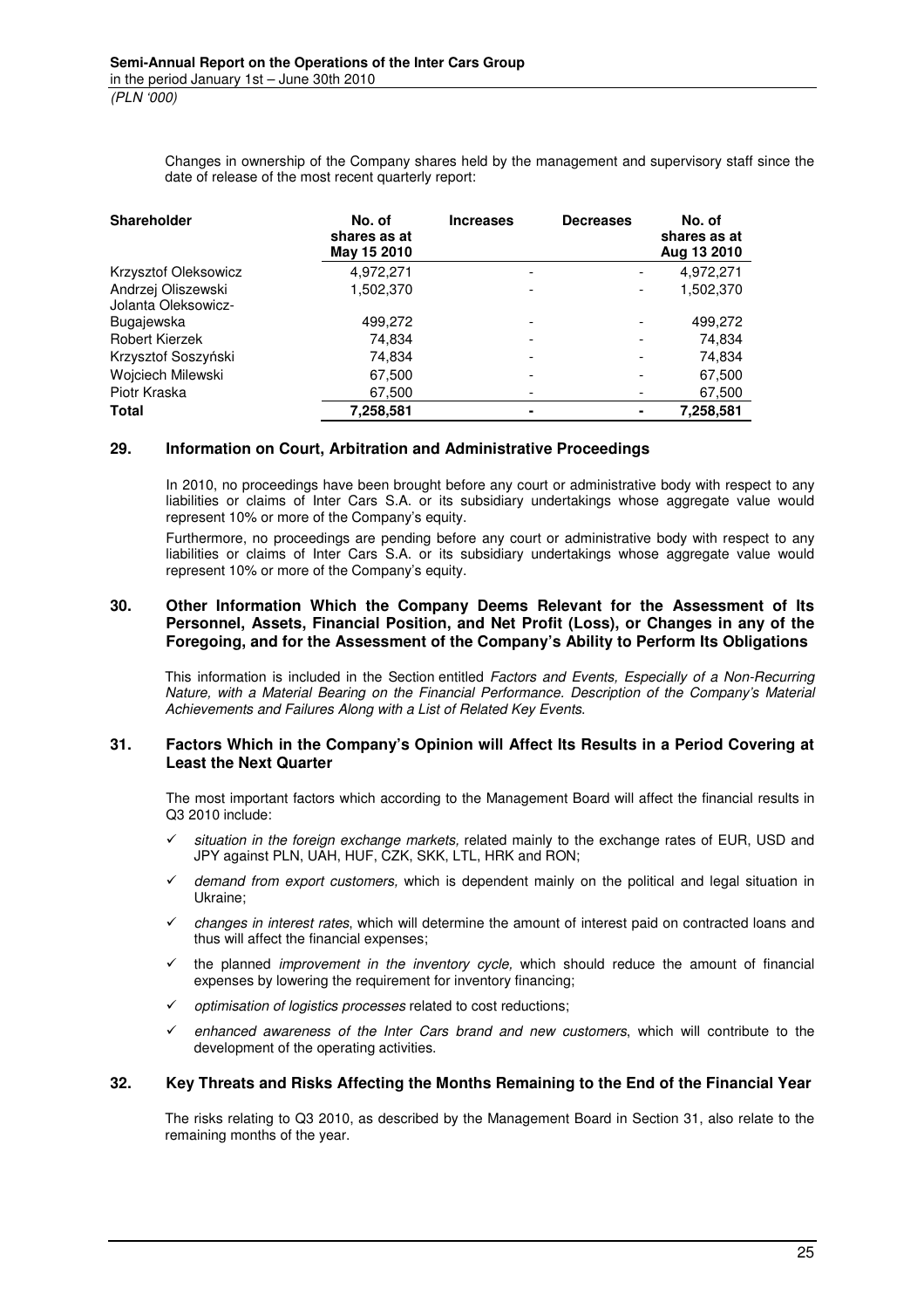Changes in ownership of the Company shares held by the management and supervisory staff since the date of release of the most recent quarterly report:

| Shareholder | No. of shares as at May 15 2010 | Increases | Decreases | No. of shares as at Aug 13 2010 |
|---|---|---|---|---|
| Krzysztof Oleksowicz | 4,972,271 | - | - | 4,972,271 |
| Andrzej Oliszewski | 1,502,370 | - | - | 1,502,370 |
| Jolanta Oleksowicz-Bugajewska | 499,272 | - | - | 499,272 |
| Robert Kierzek | 74,834 | - | - | 74,834 |
| Krzysztof Soszyński | 74,834 | - | - | 74,834 |
| Wojciech Milewski | 67,500 | - | - | 67,500 |
| Piotr Kraska | 67,500 | - | - | 67,500 |
| **Total** | **7,258,581** | **-** | **-** | **7,258,581** |

## 29. Information on Court, Arbitration and Administrative Proceedings

In 2010, no proceedings have been brought before any court or administrative body with respect to any liabilities or claims of Inter Cars S.A. or its subsidiary undertakings whose aggregate value would represent 10% or more of the Company's equity.

Furthermore, no proceedings are pending before any court or administrative body with respect to any liabilities or claims of Inter Cars S.A. or its subsidiary undertakings whose aggregate value would represent 10% or more of the Company's equity.

## 30. Other Information Which the Company Deems Relevant for the Assessment of Its Personnel, Assets, Financial Position, and Net Profit (Loss), or Changes in any of the Foregoing, and for the Assessment of the Company's Ability to Perform Its Obligations

This information is included in the Section entitled *Factors and Events, Especially of a Non-Recurring Nature, with a Material Bearing on the Financial Performance. Description of the Company's Material Achievements and Failures Along with a List of Related Key Events.*

## 31. Factors Which in the Company's Opinion will Affect Its Results in a Period Covering at Least the Next Quarter

The most important factors which according to the Management Board will affect the financial results in Q3 2010 include:

- ✓ *situation in the foreign exchange markets,* related mainly to the exchange rates of EUR, USD and JPY against PLN, UAH, HUF, CZK, SKK, LTL, HRK and RON;
- ✓ *demand from export customers,* which is dependent mainly on the political and legal situation in Ukraine;
- ✓ *changes in interest rates*, which will determine the amount of interest paid on contracted loans and thus will affect the financial expenses;
- ✓ the planned *improvement in the inventory cycle,* which should reduce the amount of financial expenses by lowering the requirement for inventory financing;
- ✓ *optimisation of logistics processes* related to cost reductions;
- ✓ *enhanced awareness of the Inter Cars brand and new customers*, which will contribute to the development of the operating activities.

## 32. Key Threats and Risks Affecting the Months Remaining to the End of the Financial Year

The risks relating to Q3 2010, as described by the Management Board in Section 31, also relate to the remaining months of the year.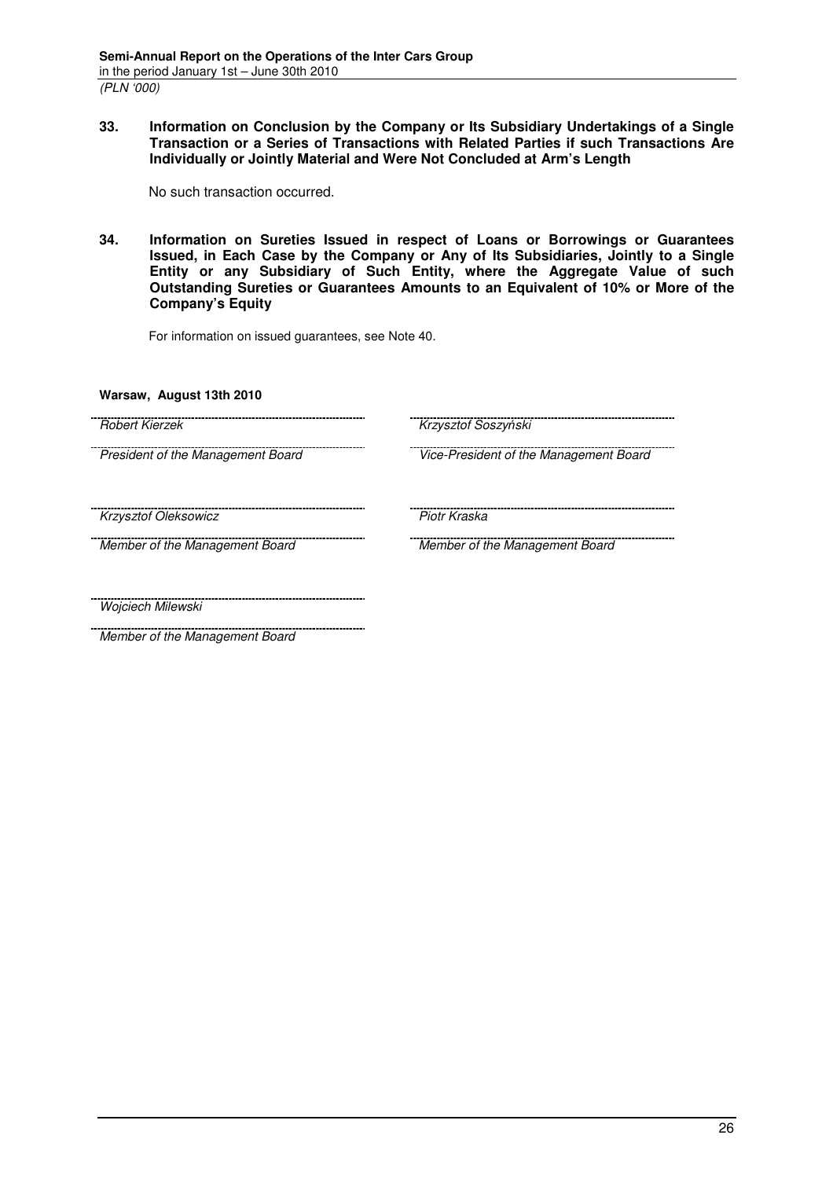## 33. Information on Conclusion by the Company or Its Subsidiary Undertakings of a Single Transaction or a Series of Transactions with Related Parties if such Transactions Are Individually or Jointly Material and Were Not Concluded at Arm's Length

No such transaction occurred.

## 34. Information on Sureties Issued in respect of Loans or Borrowings or Guarantees Issued, in Each Case by the Company or Any of Its Subsidiaries, Jointly to a Single Entity or any Subsidiary of Such Entity, where the Aggregate Value of such Outstanding Sureties or Guarantees Amounts to an Equivalent of 10% or More of the Company's Equity

For information on issued guarantees, see Note 40.

**Warsaw, August 13th 2010**

| | |
|---|---|
| *Robert Kierzek* | *Krzysztof Soszyński* |
| *President of the Management Board* | *Vice-President of the Management Board* |
| *Krzysztof Oleksowicz* | *Piotr Kraska* |
| *Member of the Management Board* | *Member of the Management Board* |
| *Wojciech Milewski* | |
| *Member of the Management Board* | |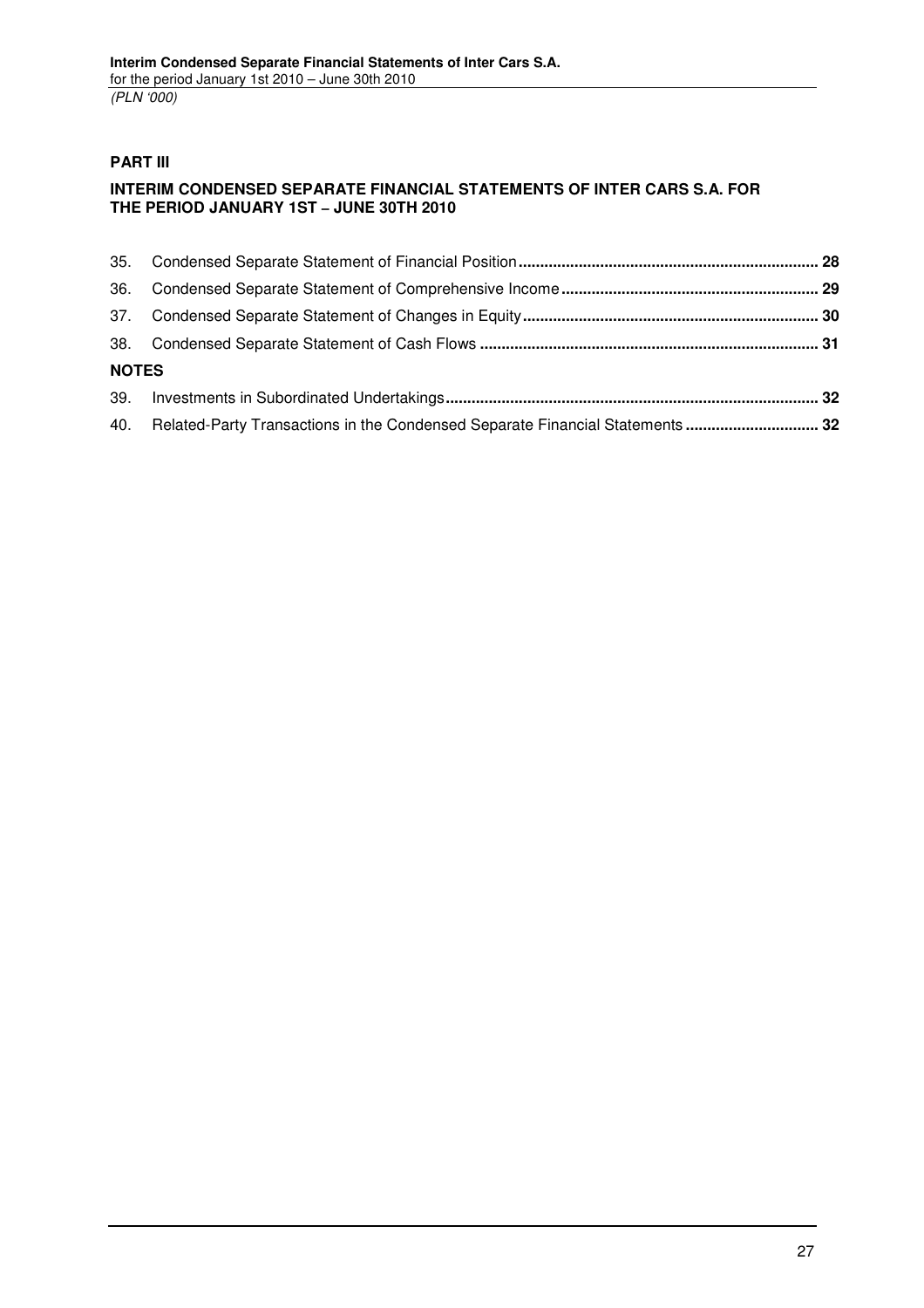## PART III

## INTERIM CONDENSED SEPARATE FINANCIAL STATEMENTS OF INTER CARS S.A. FOR THE PERIOD JANUARY 1ST – JUNE 30TH 2010

35. Condensed Separate Statement of Financial Position ..... **28**
36. Condensed Separate Statement of Comprehensive Income ..... **29**
37. Condensed Separate Statement of Changes in Equity ..... **30**
38. Condensed Separate Statement of Cash Flows ..... **31**

**NOTES**

39. Investments in Subordinated Undertakings ..... **32**
40. Related-Party Transactions in the Condensed Separate Financial Statements ..... **32**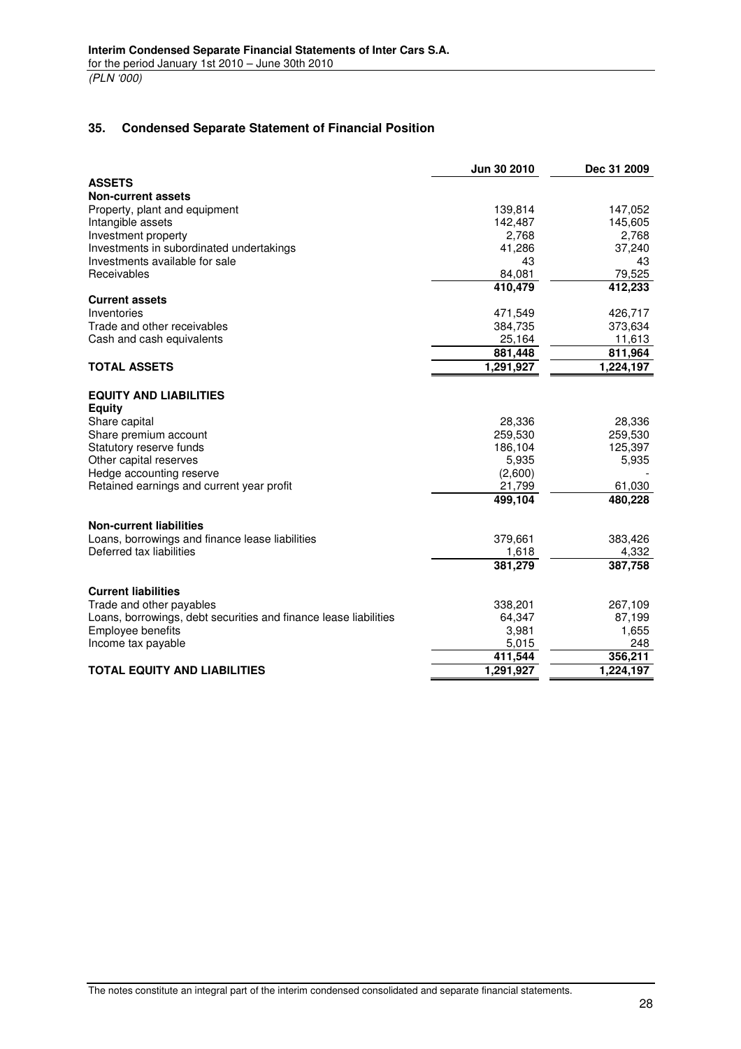## 35. Condensed Separate Statement of Financial Position

| | Jun 30 2010 | Dec 31 2009 |
|---|---|---|
| **ASSETS** | | |
| **Non-current assets** | | |
| Property, plant and equipment | 139,814 | 147,052 |
| Intangible assets | 142,487 | 145,605 |
| Investment property | 2,768 | 2,768 |
| Investments in subordinated undertakings | 41,286 | 37,240 |
| Investments available for sale | 43 | 43 |
| Receivables | 84,081 | 79,525 |
| | **410,479** | **412,233** |
| **Current assets** | | |
| Inventories | 471,549 | 426,717 |
| Trade and other receivables | 384,735 | 373,634 |
| Cash and cash equivalents | 25,164 | 11,613 |
| | **881,448** | **811,964** |
| **TOTAL ASSETS** | **1,291,927** | **1,224,197** |
| | | |
| **EQUITY AND LIABILITIES** | | |
| **Equity** | | |
| Share capital | 28,336 | 28,336 |
| Share premium account | 259,530 | 259,530 |
| Statutory reserve funds | 186,104 | 125,397 |
| Other capital reserves | 5,935 | 5,935 |
| Hedge accounting reserve | (2,600) | - |
| Retained earnings and current year profit | 21,799 | 61,030 |
| | **499,104** | **480,228** |
| | | |
| **Non-current liabilities** | | |
| Loans, borrowings and finance lease liabilities | 379,661 | 383,426 |
| Deferred tax liabilities | 1,618 | 4,332 |
| | **381,279** | **387,758** |
| | | |
| **Current liabilities** | | |
| Trade and other payables | 338,201 | 267,109 |
| Loans, borrowings, debt securities and finance lease liabilities | 64,347 | 87,199 |
| Employee benefits | 3,981 | 1,655 |
| Income tax payable | 5,015 | 248 |
| | **411,544** | **356,211** |
| **TOTAL EQUITY AND LIABILITIES** | **1,291,927** | **1,224,197** |

The notes constitute an integral part of the interim condensed consolidated and separate financial statements.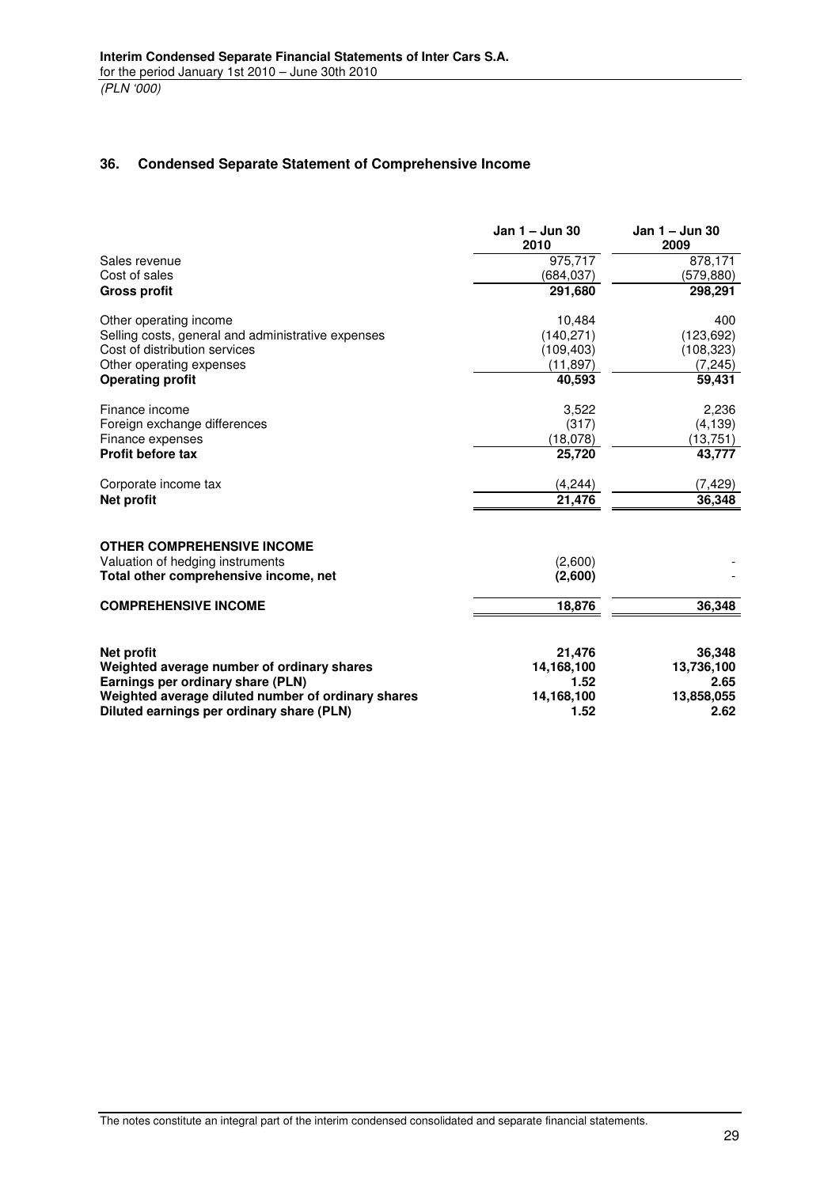## 36. Condensed Separate Statement of Comprehensive Income

| | Jan 1 – Jun 30 2010 | Jan 1 – Jun 30 2009 |
|---|---|---|
| Sales revenue | 975,717 | 878,171 |
| Cost of sales | (684,037) | (579,880) |
| **Gross profit** | **291,680** | **298,291** |
| Other operating income | 10,484 | 400 |
| Selling costs, general and administrative expenses | (140,271) | (123,692) |
| Cost of distribution services | (109,403) | (108,323) |
| Other operating expenses | (11,897) | (7,245) |
| **Operating profit** | **40,593** | **59,431** |
| Finance income | 3,522 | 2,236 |
| Foreign exchange differences | (317) | (4,139) |
| Finance expenses | (18,078) | (13,751) |
| **Profit before tax** | **25,720** | **43,777** |
| Corporate income tax | (4,244) | (7,429) |
| **Net profit** | **21,476** | **36,348** |
| **OTHER COMPREHENSIVE INCOME** | | |
| Valuation of hedging instruments | (2,600) | - |
| **Total other comprehensive income, net** | **(2,600)** | - |
| **COMPREHENSIVE INCOME** | **18,876** | **36,348** |
| **Net profit** | **21,476** | **36,348** |
| **Weighted average number of ordinary shares** | **14,168,100** | **13,736,100** |
| **Earnings per ordinary share (PLN)** | **1.52** | **2.65** |
| **Weighted average diluted number of ordinary shares** | **14,168,100** | **13,858,055** |
| **Diluted earnings per ordinary share (PLN)** | **1.52** | **2.62** |

The notes constitute an integral part of the interim condensed consolidated and separate financial statements.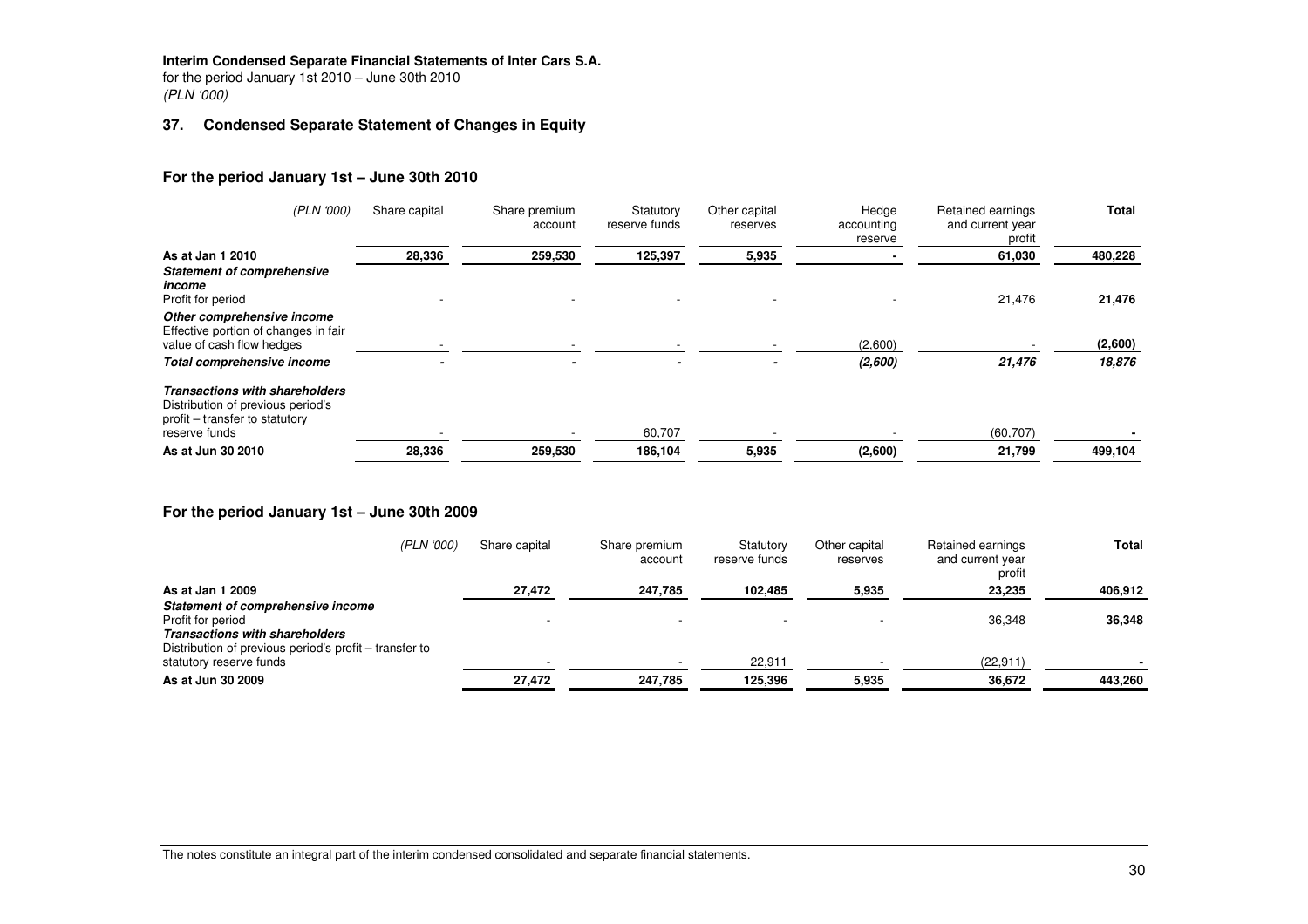## 37. Condensed Separate Statement of Changes in Equity

### For the period January 1st – June 30th 2010

| *(PLN '000)* | Share capital | Share premium account | Statutory reserve funds | Other capital reserves | Hedge accounting reserve | Retained earnings and current year profit | **Total** |
|---|---|---|---|---|---|---|---|
| **As at Jan 1 2010** | **28,336** | **259,530** | **125,397** | **5,935** | **-** | **61,030** | **480,228** |
| ***Statement of comprehensive income*** | | | | | | | |
| Profit for period | - | - | - | - | - | 21,476 | **21,476** |
| ***Other comprehensive income*** | | | | | | | |
| Effective portion of changes in fair value of cash flow hedges | - | - | - | - | (2,600) | - | **(2,600)** |
| ***Total comprehensive income*** | **-** | **-** | **-** | **-** | ***(2,600)*** | ***21,476*** | ***18,876*** |
| ***Transactions with shareholders*** | | | | | | | |
| Distribution of previous period's profit – transfer to statutory reserve funds | - | - | 60,707 | - | - | (60,707) | **-** |
| **As at Jun 30 2010** | **28,336** | **259,530** | **186,104** | **5,935** | **(2,600)** | **21,799** | **499,104** |

### For the period January 1st – June 30th 2009

| *(PLN '000)* | Share capital | Share premium account | Statutory reserve funds | Other capital reserves | Retained earnings and current year profit | **Total** |
|---|---|---|---|---|---|---|
| **As at Jan 1 2009** | **27,472** | **247,785** | **102,485** | **5,935** | **23,235** | **406,912** |
| ***Statement of comprehensive income*** | | | | | | |
| Profit for period | - | - | - | - | 36,348 | **36,348** |
| ***Transactions with shareholders*** | | | | | | |
| Distribution of previous period's profit – transfer to statutory reserve funds | - | - | 22,911 | - | (22,911) | **-** |
| **As at Jun 30 2009** | **27,472** | **247,785** | **125,396** | **5,935** | **36,672** | **443,260** |

The notes constitute an integral part of the interim condensed consolidated and separate financial statements.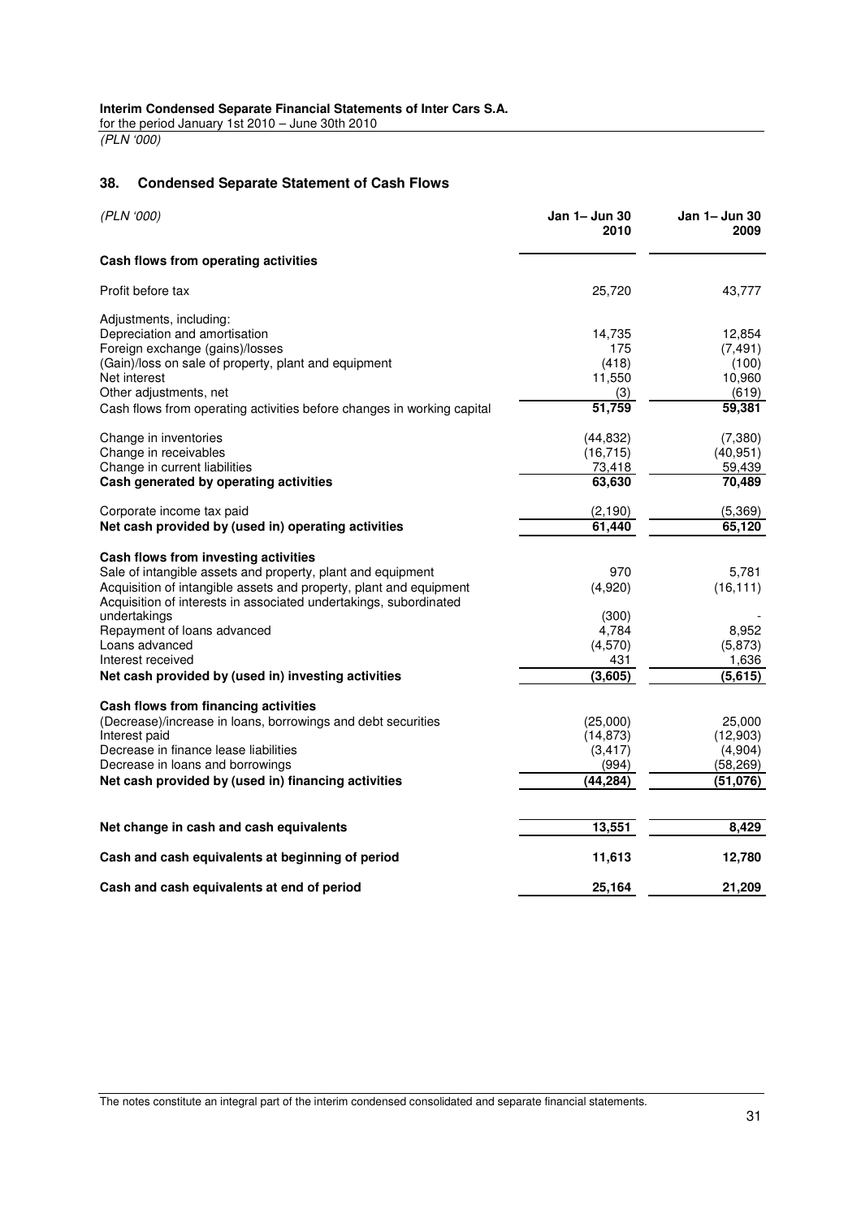## 38. Condensed Separate Statement of Cash Flows

| *(PLN '000)* | Jan 1– Jun 30 2010 | Jan 1– Jun 30 2009 |
|---|---|---|
| **Cash flows from operating activities** | | |
| Profit before tax | 25,720 | 43,777 |
| Adjustments, including: | | |
| Depreciation and amortisation | 14,735 | 12,854 |
| Foreign exchange (gains)/losses | 175 | (7,491) |
| (Gain)/loss on sale of property, plant and equipment | (418) | (100) |
| Net interest | 11,550 | 10,960 |
| Other adjustments, net | (3) | (619) |
| Cash flows from operating activities before changes in working capital | **51,759** | **59,381** |
| Change in inventories | (44,832) | (7,380) |
| Change in receivables | (16,715) | (40,951) |
| Change in current liabilities | 73,418 | 59,439 |
| **Cash generated by operating activities** | **63,630** | **70,489** |
| Corporate income tax paid | (2,190) | (5,369) |
| **Net cash provided by (used in) operating activities** | **61,440** | **65,120** |
| **Cash flows from investing activities** | | |
| Sale of intangible assets and property, plant and equipment | 970 | 5,781 |
| Acquisition of intangible assets and property, plant and equipment | (4,920) | (16,111) |
| Acquisition of interests in associated undertakings, subordinated undertakings | (300) | - |
| Repayment of loans advanced | 4,784 | 8,952 |
| Loans advanced | (4,570) | (5,873) |
| Interest received | 431 | 1,636 |
| **Net cash provided by (used in) investing activities** | **(3,605)** | **(5,615)** |
| **Cash flows from financing activities** | | |
| (Decrease)/increase in loans, borrowings and debt securities | (25,000) | 25,000 |
| Interest paid | (14,873) | (12,903) |
| Decrease in finance lease liabilities | (3,417) | (4,904) |
| Decrease in loans and borrowings | (994) | (58,269) |
| **Net cash provided by (used in) financing activities** | **(44,284)** | **(51,076)** |
| **Net change in cash and cash equivalents** | **13,551** | **8,429** |
| **Cash and cash equivalents at beginning of period** | **11,613** | **12,780** |
| **Cash and cash equivalents at end of period** | **25,164** | **21,209** |

The notes constitute an integral part of the interim condensed consolidated and separate financial statements.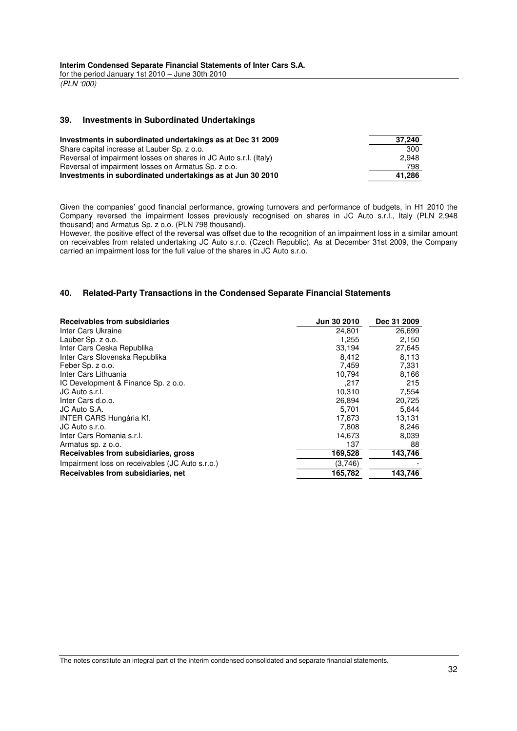## 39. Investments in Subordinated Undertakings

| | |
|---|---|
| **Investments in subordinated undertakings as at Dec 31 2009** | **37,240** |
| Share capital increase at Lauber Sp. z o.o. | 300 |
| Reversal of impairment losses on shares in JC Auto s.r.l. (Italy) | 2,948 |
| Reversal of impairment losses on Armatus Sp. z o.o. | 798 |
| **Investments in subordinated undertakings as at Jun 30 2010** | **41,286** |

Given the companies' good financial performance, growing turnovers and performance of budgets, in H1 2010 the Company reversed the impairment losses previously recognised on shares in JC Auto s.r.l., Italy (PLN 2,948 thousand) and Armatus Sp. z o.o. (PLN 798 thousand).

However, the positive effect of the reversal was offset due to the recognition of an impairment loss in a similar amount on receivables from related undertaking JC Auto s.r.o. (Czech Republic). As at December 31st 2009, the Company carried an impairment loss for the full value of the shares in JC Auto s.r.o.

## 40. Related-Party Transactions in the Condensed Separate Financial Statements

| Receivables from subsidiaries | Jun 30 2010 | Dec 31 2009 |
|---|---|---|
| Inter Cars Ukraine | 24,801 | 26,699 |
| Lauber Sp. z o.o. | 1,255 | 2,150 |
| Inter Cars Ceska Republika | 33,194 | 27,645 |
| Inter Cars Slovenska Republika | 8,412 | 8,113 |
| Feber Sp. z o.o. | 7,459 | 7,331 |
| Inter Cars Lithuania | 10,794 | 8,166 |
| IC Development & Finance Sp. z o.o. | ,217 | 215 |
| JC Auto s.r.l. | 10,310 | 7,554 |
| Inter Cars d.o.o. | 26,894 | 20,725 |
| JC Auto S.A. | 5,701 | 5,644 |
| INTER CARS Hungária Kf. | 17,873 | 13,131 |
| JC Auto s.r.o. | 7,808 | 8,246 |
| Inter Cars Romania s.r.l. | 14,673 | 8,039 |
| Armatus sp. z o.o. | 137 | 88 |
| **Receivables from subsidiaries, gross** | **169,528** | **143,746** |
| Impairment loss on receivables (JC Auto s.r.o.) | (3,746) | - |
| **Receivables from subsidiaries, net** | **165,782** | **143,746** |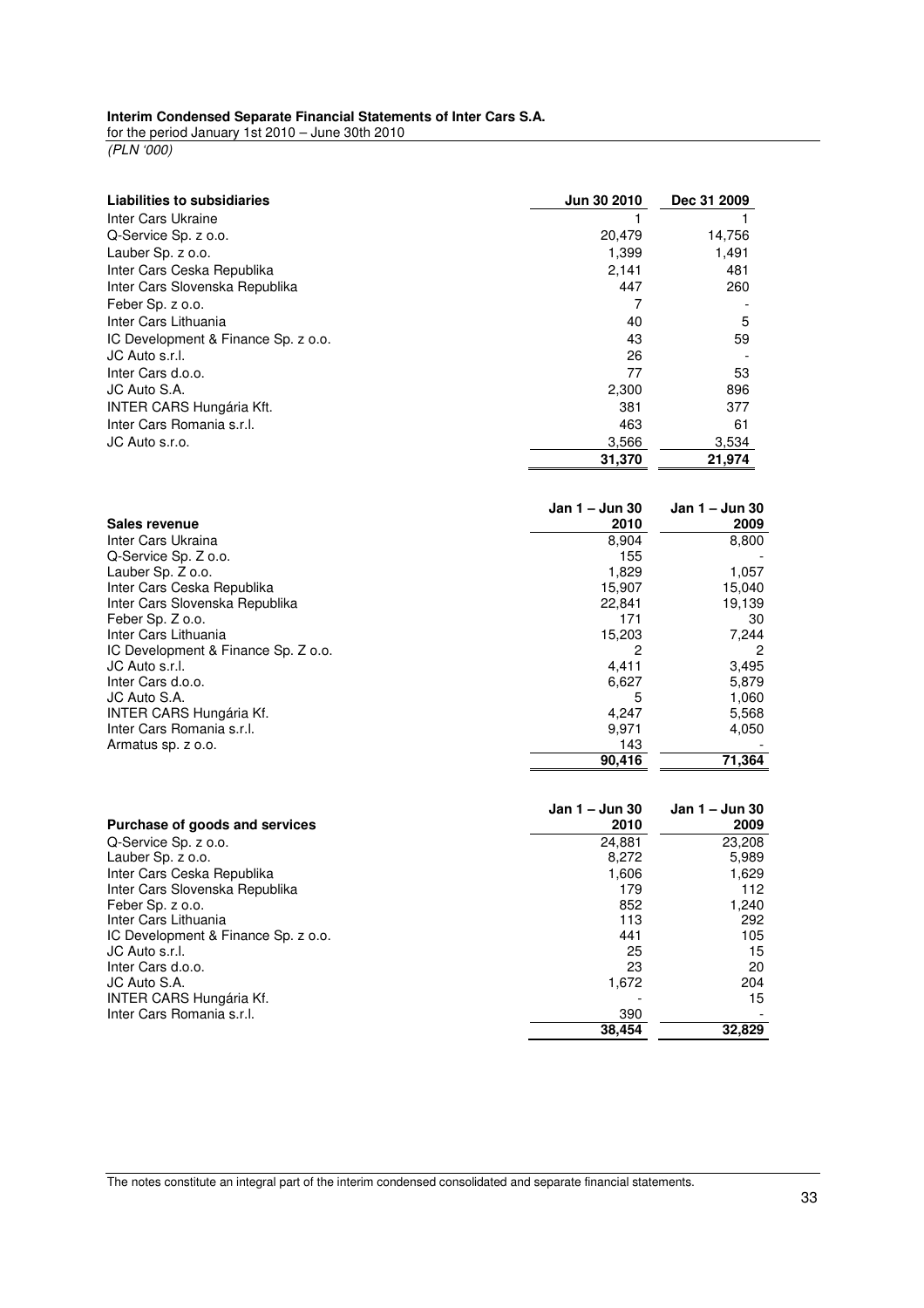| Liabilities to subsidiaries | Jun 30 2010 | Dec 31 2009 |
|---|---|---|
| Inter Cars Ukraine | 1 | 1 |
| Q-Service Sp. z o.o. | 20,479 | 14,756 |
| Lauber Sp. z o.o. | 1,399 | 1,491 |
| Inter Cars Ceska Republika | 2,141 | 481 |
| Inter Cars Slovenska Republika | 447 | 260 |
| Feber Sp. z o.o. | 7 | - |
| Inter Cars Lithuania | 40 | 5 |
| IC Development & Finance Sp. z o.o. | 43 | 59 |
| JC Auto s.r.l. | 26 | - |
| Inter Cars d.o.o. | 77 | 53 |
| JC Auto S.A. | 2,300 | 896 |
| INTER CARS Hungária Kft. | 381 | 377 |
| Inter Cars Romania s.r.l. | 463 | 61 |
| JC Auto s.r.o. | 3,566 | 3,534 |
| | **31,370** | **21,974** |

| Sales revenue | Jan 1 – Jun 30 2010 | Jan 1 – Jun 30 2009 |
|---|---|---|
| Inter Cars Ukraina | 8,904 | 8,800 |
| Q-Service Sp. Z o.o. | 155 | - |
| Lauber Sp. Z o.o. | 1,829 | 1,057 |
| Inter Cars Ceska Republika | 15,907 | 15,040 |
| Inter Cars Slovenska Republika | 22,841 | 19,139 |
| Feber Sp. Z o.o. | 171 | 30 |
| Inter Cars Lithuania | 15,203 | 7,244 |
| IC Development & Finance Sp. Z o.o. | 2 | 2 |
| JC Auto s.r.l. | 4,411 | 3,495 |
| Inter Cars d.o.o. | 6,627 | 5,879 |
| JC Auto S.A. | 5 | 1,060 |
| INTER CARS Hungária Kf. | 4,247 | 5,568 |
| Inter Cars Romania s.r.l. | 9,971 | 4,050 |
| Armatus sp. z o.o. | 143 | - |
| | **90,416** | **71,364** |

| Purchase of goods and services | Jan 1 – Jun 30 2010 | Jan 1 – Jun 30 2009 |
|---|---|---|
| Q-Service Sp. z o.o. | 24,881 | 23,208 |
| Lauber Sp. z o.o. | 8,272 | 5,989 |
| Inter Cars Ceska Republika | 1,606 | 1,629 |
| Inter Cars Slovenska Republika | 179 | 112 |
| Feber Sp. z o.o. | 852 | 1,240 |
| Inter Cars Lithuania | 113 | 292 |
| IC Development & Finance Sp. z o.o. | 441 | 105 |
| JC Auto s.r.l. | 25 | 15 |
| Inter Cars d.o.o. | 23 | 20 |
| JC Auto S.A. | 1,672 | 204 |
| INTER CARS Hungária Kf. | - | 15 |
| Inter Cars Romania s.r.l. | 390 | - |
| | **38,454** | **32,829** |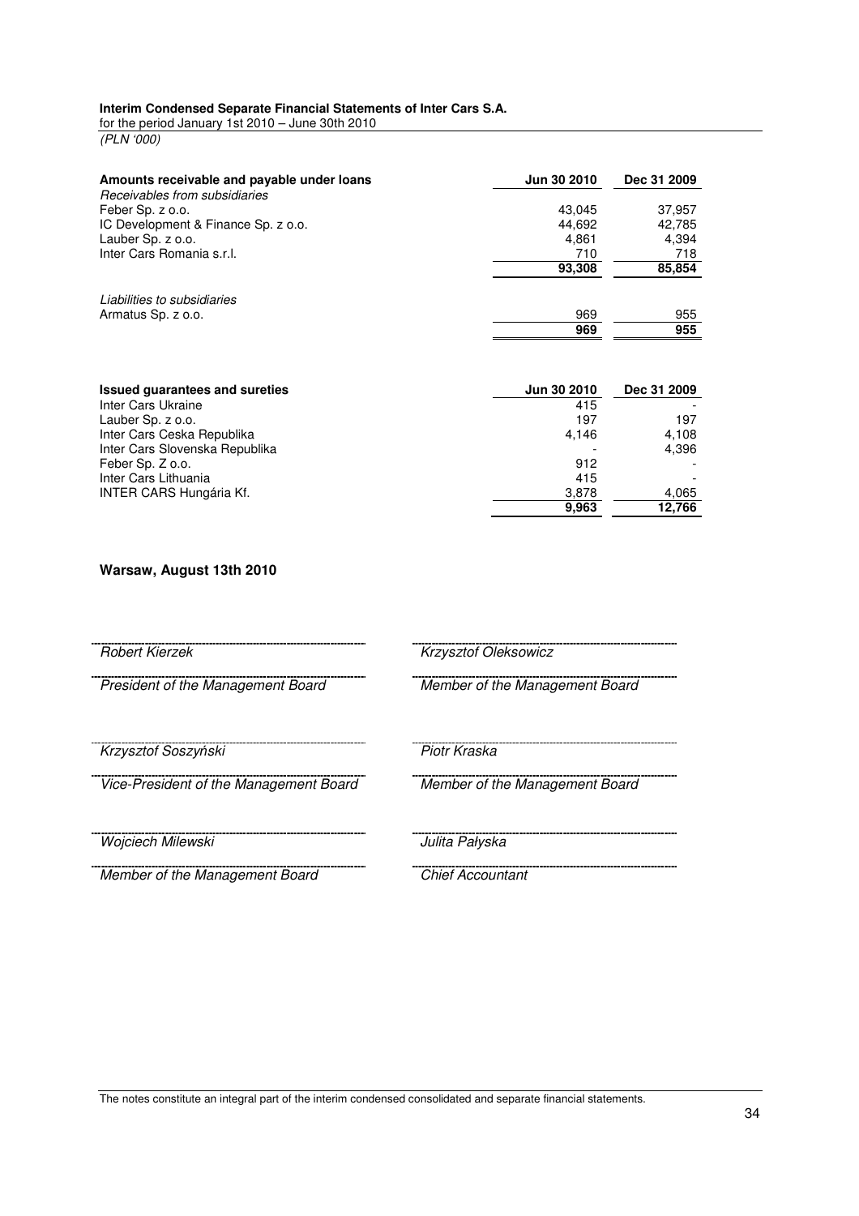| Amounts receivable and payable under loans | Jun 30 2010 | Dec 31 2009 |
|---|---|---|
| *Receivables from subsidiaries* | | |
| Feber Sp. z o.o. | 43,045 | 37,957 |
| IC Development & Finance Sp. z o.o. | 44,692 | 42,785 |
| Lauber Sp. z o.o. | 4,861 | 4,394 |
| Inter Cars Romania s.r.l. | 710 | 718 |
| | **93,308** | **85,854** |
| | | |
| *Liabilities to subsidiaries* | | |
| Armatus Sp. z o.o. | 969 | 955 |
| | **969** | **955** |

| Issued guarantees and sureties | Jun 30 2010 | Dec 31 2009 |
|---|---|---|
| Inter Cars Ukraine | 415 | - |
| Lauber Sp. z o.o. | 197 | 197 |
| Inter Cars Ceska Republika | 4,146 | 4,108 |
| Inter Cars Slovenska Republika | - | 4,396 |
| Feber Sp. Z o.o. | 912 | - |
| Inter Cars Lithuania | 415 | - |
| INTER CARS Hungária Kf. | 3,878 | 4,065 |
| | **9,963** | **12,766** |

**Warsaw, August 13th 2010**

| | |
|---|---|
| *Robert Kierzek* | *Krzysztof Oleksowicz* |
| *President of the Management Board* | *Member of the Management Board* |
| *Krzysztof Soszyński* | *Piotr Kraska* |
| *Vice-President of the Management Board* | *Member of the Management Board* |
| *Wojciech Milewski* | *Julita Pałyska* |
| *Member of the Management Board* | *Chief Accountant* |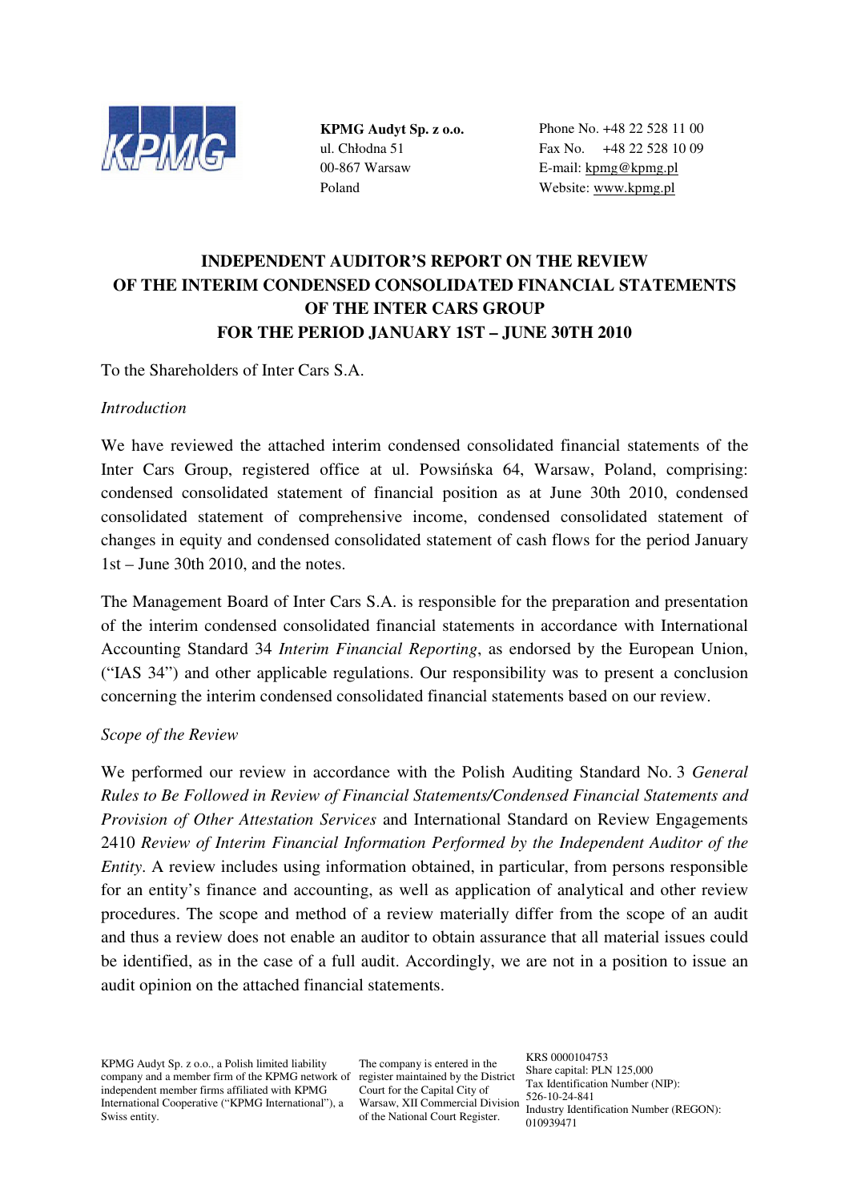KPMG Audyt Sp. z o.o.
ul. Chłodna 51
00-867 Warsaw
Poland

Phone No. +48 22 528 11 00
Fax No. +48 22 528 10 09
E-mail: kpmg@kpmg.pl
Website: www.kpmg.pl

# INDEPENDENT AUDITOR'S REPORT ON THE REVIEW OF THE INTERIM CONDENSED CONSOLIDATED FINANCIAL STATEMENTS OF THE INTER CARS GROUP FOR THE PERIOD JANUARY 1ST – JUNE 30TH 2010

To the Shareholders of Inter Cars S.A.

*Introduction*

We have reviewed the attached interim condensed consolidated financial statements of the Inter Cars Group, registered office at ul. Powsińska 64, Warsaw, Poland, comprising: condensed consolidated statement of financial position as at June 30th 2010, condensed consolidated statement of comprehensive income, condensed consolidated statement of changes in equity and condensed consolidated statement of cash flows for the period January 1st – June 30th 2010, and the notes.

The Management Board of Inter Cars S.A. is responsible for the preparation and presentation of the interim condensed consolidated financial statements in accordance with International Accounting Standard 34 *Interim Financial Reporting*, as endorsed by the European Union, ("IAS 34") and other applicable regulations. Our responsibility was to present a conclusion concerning the interim condensed consolidated financial statements based on our review.

*Scope of the Review*

We performed our review in accordance with the Polish Auditing Standard No. 3 *General Rules to Be Followed in Review of Financial Statements/Condensed Financial Statements and Provision of Other Attestation Services* and International Standard on Review Engagements 2410 *Review of Interim Financial Information Performed by the Independent Auditor of the Entity*. A review includes using information obtained, in particular, from persons responsible for an entity's finance and accounting, as well as application of analytical and other review procedures. The scope and method of a review materially differ from the scope of an audit and thus a review does not enable an auditor to obtain assurance that all material issues could be identified, as in the case of a full audit. Accordingly, we are not in a position to issue an audit opinion on the attached financial statements.

KPMG Audyt Sp. z o.o., a Polish limited liability company and a member firm of the KPMG network of independent member firms affiliated with KPMG International Cooperative ("KPMG International"), a Swiss entity.

The company is entered in the register maintained by the District Court for the Capital City of Warsaw, XII Commercial Division of the National Court Register.

KRS 0000104753
Share capital: PLN 125,000
Tax Identification Number (NIP): 526-10-24-841
Industry Identification Number (REGON): 010939471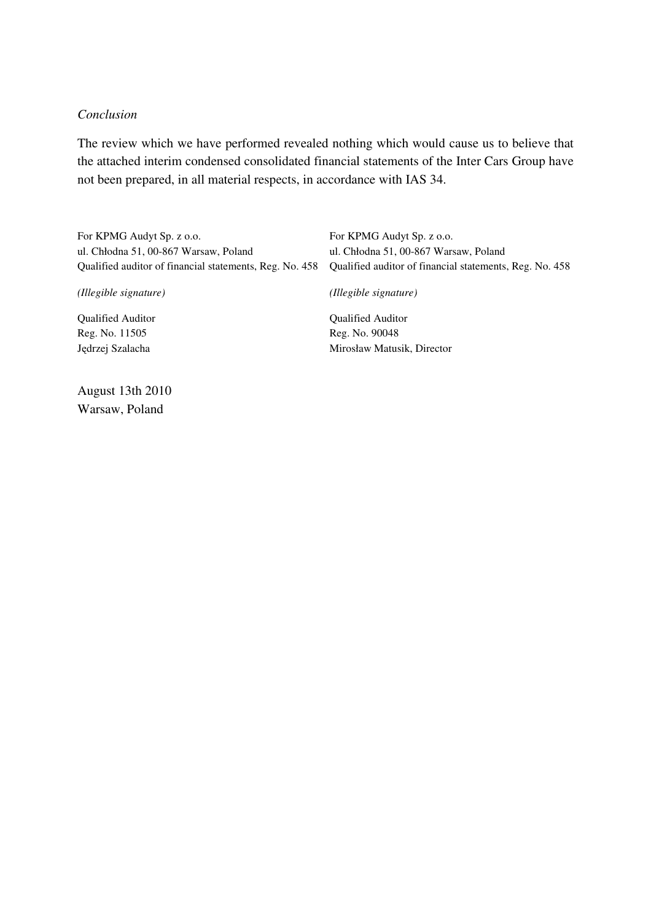*Conclusion*

The review which we have performed revealed nothing which would cause us to believe that the attached interim condensed consolidated financial statements of the Inter Cars Group have not been prepared, in all material respects, in accordance with IAS 34.

For KPMG Audyt Sp. z o.o.
ul. Chłodna 51, 00-867 Warsaw, Poland
Qualified auditor of financial statements, Reg. No. 458

*(Illegible signature)*

Qualified Auditor
Reg. No. 11505
Jędrzej Szalacha

For KPMG Audyt Sp. z o.o.
ul. Chłodna 51, 00-867 Warsaw, Poland
Qualified auditor of financial statements, Reg. No. 458

*(Illegible signature)*

Qualified Auditor
Reg. No. 90048
Mirosław Matusik, Director

August 13th 2010
Warsaw, Poland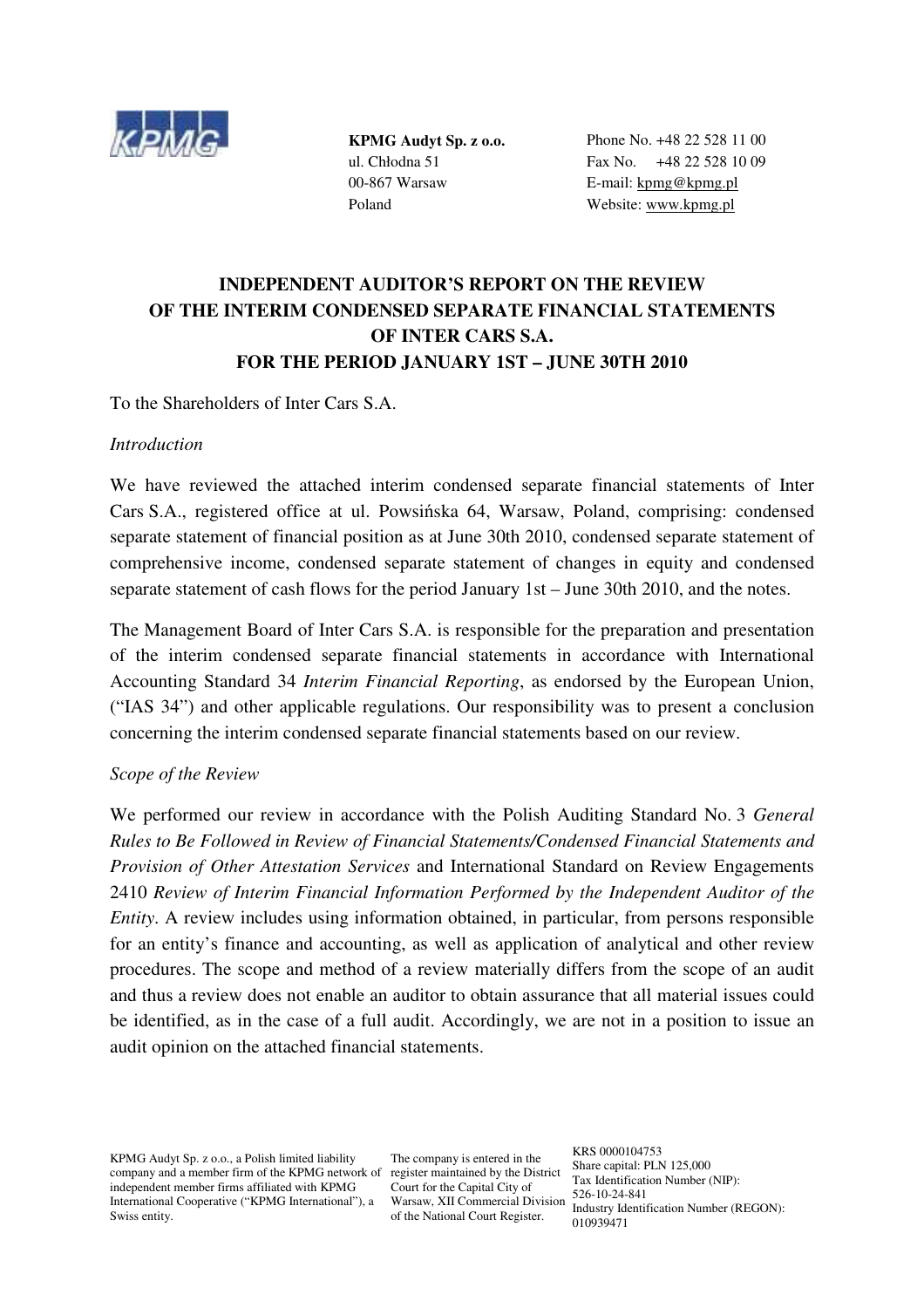**KPMG Audyt Sp. z o.o.**
ul. Chłodna 51
00-867 Warsaw
Poland

Phone No. +48 22 528 11 00
Fax No. +48 22 528 10 09
E-mail: kpmg@kpmg.pl
Website: www.kpmg.pl

# INDEPENDENT AUDITOR'S REPORT ON THE REVIEW OF THE INTERIM CONDENSED SEPARATE FINANCIAL STATEMENTS OF INTER CARS S.A. FOR THE PERIOD JANUARY 1ST – JUNE 30TH 2010

To the Shareholders of Inter Cars S.A.

*Introduction*

We have reviewed the attached interim condensed separate financial statements of Inter Cars S.A., registered office at ul. Powsińska 64, Warsaw, Poland, comprising: condensed separate statement of financial position as at June 30th 2010, condensed separate statement of comprehensive income, condensed separate statement of changes in equity and condensed separate statement of cash flows for the period January 1st – June 30th 2010, and the notes.

The Management Board of Inter Cars S.A. is responsible for the preparation and presentation of the interim condensed separate financial statements in accordance with International Accounting Standard 34 *Interim Financial Reporting*, as endorsed by the European Union, ("IAS 34") and other applicable regulations. Our responsibility was to present a conclusion concerning the interim condensed separate financial statements based on our review.

*Scope of the Review*

We performed our review in accordance with the Polish Auditing Standard No. 3 *General Rules to Be Followed in Review of Financial Statements/Condensed Financial Statements and Provision of Other Attestation Services* and International Standard on Review Engagements 2410 *Review of Interim Financial Information Performed by the Independent Auditor of the Entity*. A review includes using information obtained, in particular, from persons responsible for an entity's finance and accounting, as well as application of analytical and other review procedures. The scope and method of a review materially differs from the scope of an audit and thus a review does not enable an auditor to obtain assurance that all material issues could be identified, as in the case of a full audit. Accordingly, we are not in a position to issue an audit opinion on the attached financial statements.

KPMG Audyt Sp. z o.o., a Polish limited liability company and a member firm of the KPMG network of independent member firms affiliated with KPMG International Cooperative ("KPMG International"), a Swiss entity.

The company is entered in the register maintained by the District Court for the Capital City of Warsaw, XII Commercial Division of the National Court Register.

KRS 0000104753
Share capital: PLN 125,000
Tax Identification Number (NIP): 526-10-24-841
Industry Identification Number (REGON): 010939471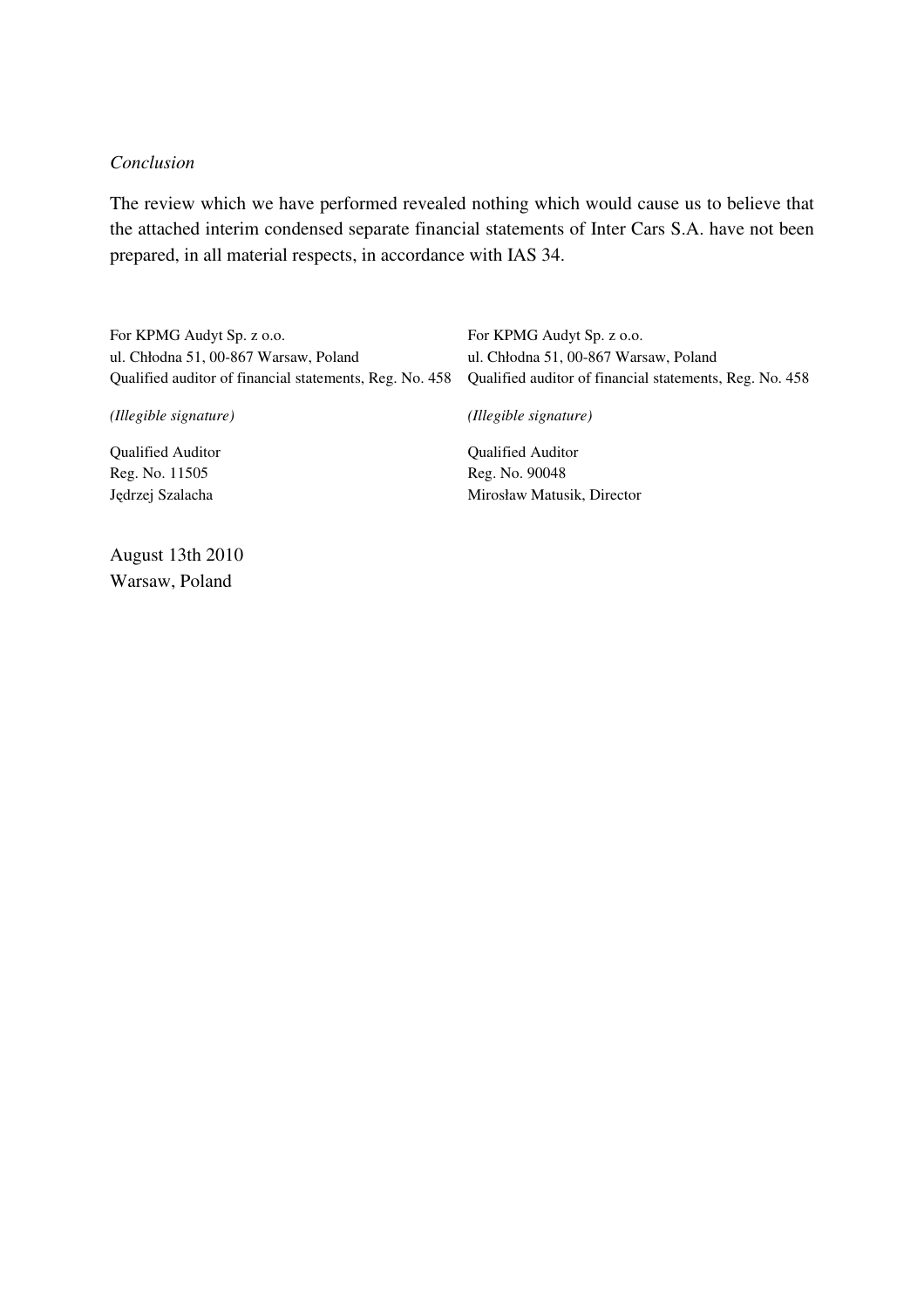*Conclusion*

The review which we have performed revealed nothing which would cause us to believe that the attached interim condensed separate financial statements of Inter Cars S.A. have not been prepared, in all material respects, in accordance with IAS 34.

| | |
|---|---|
| For KPMG Audyt Sp. z o.o.<br>ul. Chłodna 51, 00-867 Warsaw, Poland<br>Qualified auditor of financial statements, Reg. No. 458 | For KPMG Audyt Sp. z o.o.<br>ul. Chłodna 51, 00-867 Warsaw, Poland<br>Qualified auditor of financial statements, Reg. No. 458 |
| *(Illegible signature)* | *(Illegible signature)* |
| Qualified Auditor<br>Reg. No. 11505<br>Jędrzej Szalacha | Qualified Auditor<br>Reg. No. 90048<br>Mirosław Matusik, Director |

August 13th 2010
Warsaw, Poland